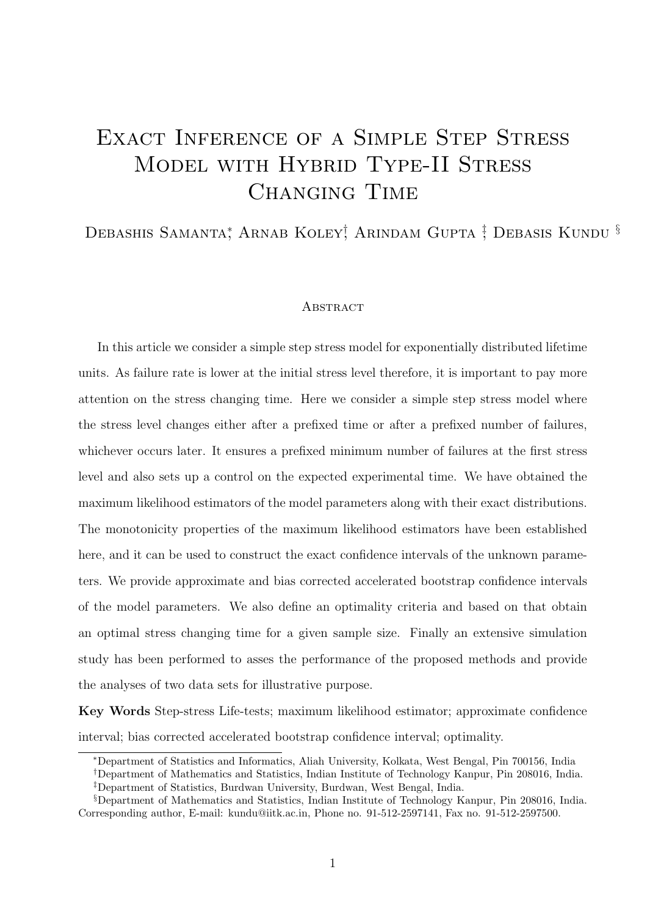# Exact Inference of a Simple Step Stress Model with Hybrid Type-II Stress Changing Time

Debashis Samanta[*], Arnab Koley[†], Arindam Gupta[‡], Debasis Kundu[§]

## Abstract

In this article we consider a simple step stress model for exponentially distributed lifetime units. As failure rate is lower at the initial stress level therefore, it is important to pay more attention on the stress changing time. Here we consider a simple step stress model where the stress level changes either after a prefixed time or after a prefixed number of failures, whichever occurs later. It ensures a prefixed minimum number of failures at the first stress level and also sets up a control on the expected experimental time. We have obtained the maximum likelihood estimators of the model parameters along with their exact distributions. The monotonicity properties of the maximum likelihood estimators have been established here, and it can be used to construct the exact confidence intervals of the unknown parameters. We provide approximate and bias corrected accelerated bootstrap confidence intervals of the model parameters. We also define an optimality criteria and based on that obtain an optimal stress changing time for a given sample size. Finally an extensive simulation study has been performed to asses the performance of the proposed methods and provide the analyses of two data sets for illustrative purpose.

**Key Words** Step-stress Life-tests; maximum likelihood estimator; approximate confidence interval; bias corrected accelerated bootstrap confidence interval; optimality.

---

[*]Department of Statistics and Informatics, Aliah University, Kolkata, West Bengal, Pin 700156, India

[†]Department of Mathematics and Statistics, Indian Institute of Technology Kanpur, Pin 208016, India.

[‡]Department of Statistics, Burdwan University, Burdwan, West Bengal, India.

[§]Department of Mathematics and Statistics, Indian Institute of Technology Kanpur, Pin 208016, India. Corresponding author, E-mail: kundu@iitk.ac.in, Phone no. 91-512-2597141, Fax no. 91-512-2597500.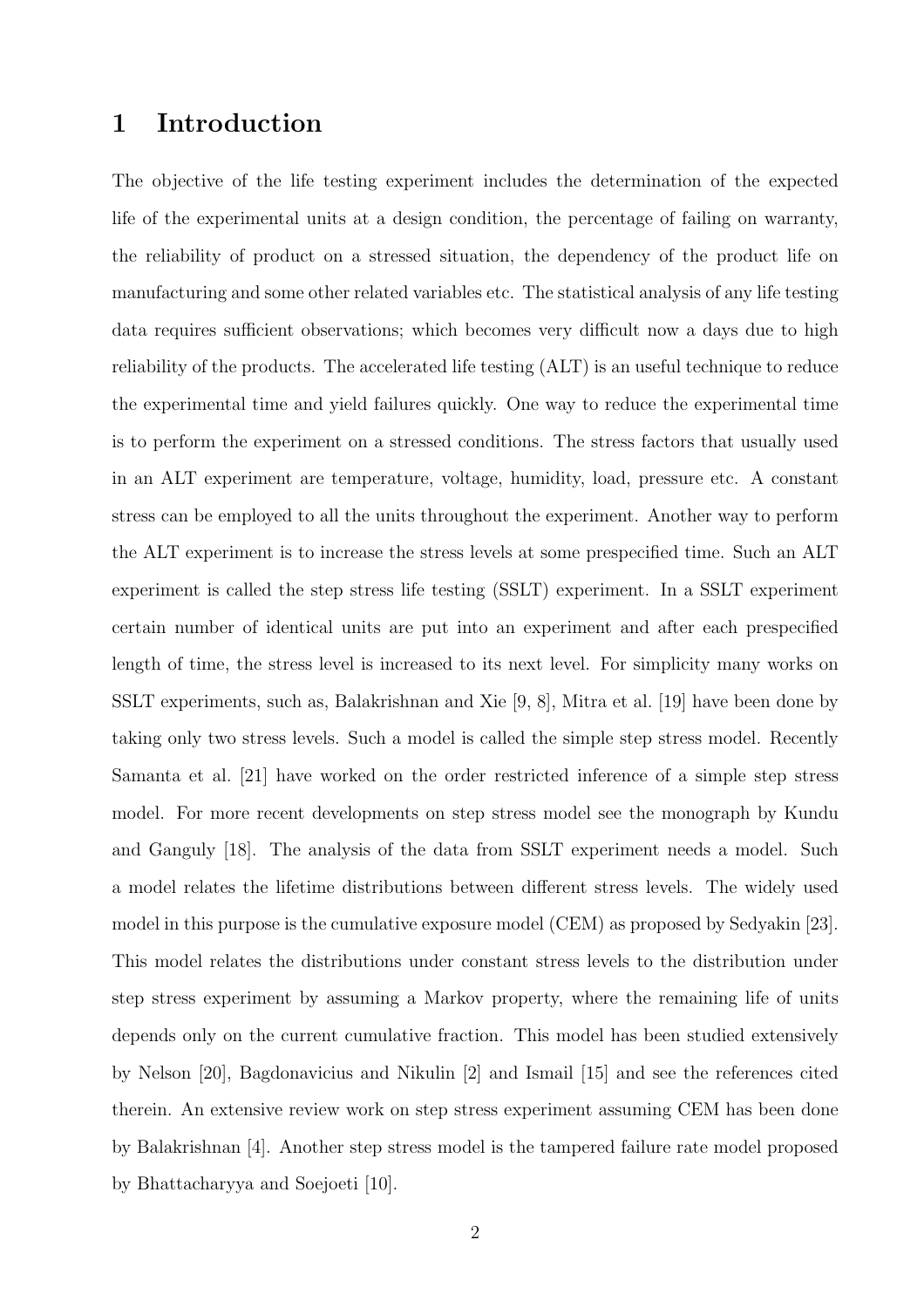# 1 Introduction

The objective of the life testing experiment includes the determination of the expected life of the experimental units at a design condition, the percentage of failing on warranty, the reliability of product on a stressed situation, the dependency of the product life on manufacturing and some other related variables etc. The statistical analysis of any life testing data requires sufficient observations; which becomes very difficult now a days due to high reliability of the products. The accelerated life testing (ALT) is an useful technique to reduce the experimental time and yield failures quickly. One way to reduce the experimental time is to perform the experiment on a stressed conditions. The stress factors that usually used in an ALT experiment are temperature, voltage, humidity, load, pressure etc. A constant stress can be employed to all the units throughout the experiment. Another way to perform the ALT experiment is to increase the stress levels at some prespecified time. Such an ALT experiment is called the step stress life testing (SSLT) experiment. In a SSLT experiment certain number of identical units are put into an experiment and after each prespecified length of time, the stress level is increased to its next level. For simplicity many works on SSLT experiments, such as, Balakrishnan and Xie [9, 8], Mitra et al. [19] have been done by taking only two stress levels. Such a model is called the simple step stress model. Recently Samanta et al. [21] have worked on the order restricted inference of a simple step stress model. For more recent developments on step stress model see the monograph by Kundu and Ganguly [18]. The analysis of the data from SSLT experiment needs a model. Such a model relates the lifetime distributions between different stress levels. The widely used model in this purpose is the cumulative exposure model (CEM) as proposed by Sedyakin [23]. This model relates the distributions under constant stress levels to the distribution under step stress experiment by assuming a Markov property, where the remaining life of units depends only on the current cumulative fraction. This model has been studied extensively by Nelson [20], Bagdonavicius and Nikulin [2] and Ismail [15] and see the references cited therein. An extensive review work on step stress experiment assuming CEM has been done by Balakrishnan [4]. Another step stress model is the tampered failure rate model proposed by Bhattacharyya and Soejoeti [10].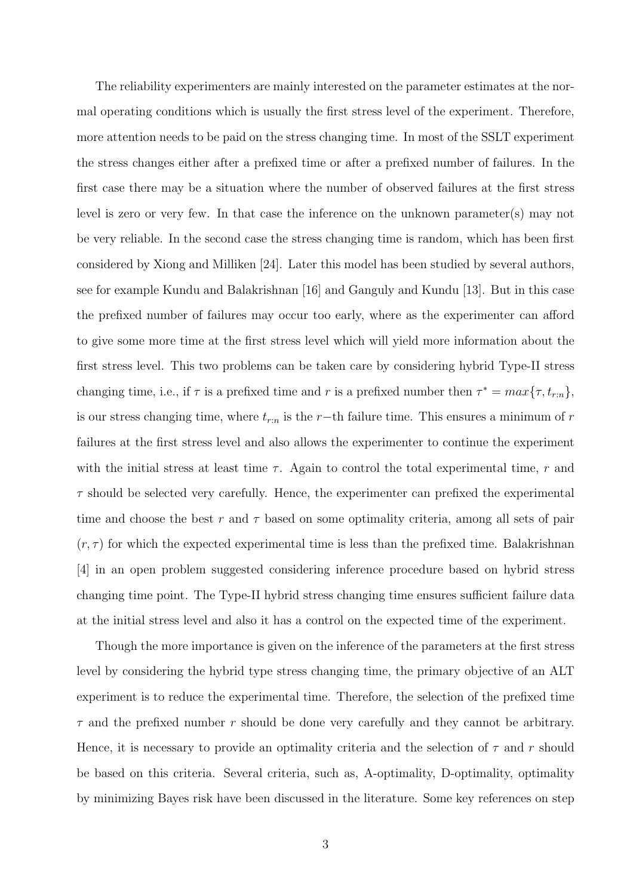The reliability experimenters are mainly interested on the parameter estimates at the normal operating conditions which is usually the first stress level of the experiment. Therefore, more attention needs to be paid on the stress changing time. In most of the SSLT experiment the stress changes either after a prefixed time or after a prefixed number of failures. In the first case there may be a situation where the number of observed failures at the first stress level is zero or very few. In that case the inference on the unknown parameter(s) may not be very reliable. In the second case the stress changing time is random, which has been first considered by Xiong and Milliken [24]. Later this model has been studied by several authors, see for example Kundu and Balakrishnan [16] and Ganguly and Kundu [13]. But in this case the prefixed number of failures may occur too early, where as the experimenter can afford to give some more time at the first stress level which will yield more information about the first stress level. This two problems can be taken care by considering hybrid Type-II stress changing time, i.e., if $\tau$ is a prefixed time and $r$ is a prefixed number then $\tau^* = max\{\tau, t_{r:n}\}$, is our stress changing time, where $t_{r:n}$ is the $r-$th failure time. This ensures a minimum of $r$ failures at the first stress level and also allows the experimenter to continue the experiment with the initial stress at least time $\tau$. Again to control the total experimental time, $r$ and $\tau$ should be selected very carefully. Hence, the experimenter can prefixed the experimental time and choose the best $r$ and $\tau$ based on some optimality criteria, among all sets of pair $(r, \tau)$ for which the expected experimental time is less than the prefixed time. Balakrishnan [4] in an open problem suggested considering inference procedure based on hybrid stress changing time point. The Type-II hybrid stress changing time ensures sufficient failure data at the initial stress level and also it has a control on the expected time of the experiment.

Though the more importance is given on the inference of the parameters at the first stress level by considering the hybrid type stress changing time, the primary objective of an ALT experiment is to reduce the experimental time. Therefore, the selection of the prefixed time $\tau$ and the prefixed number $r$ should be done very carefully and they cannot be arbitrary. Hence, it is necessary to provide an optimality criteria and the selection of $\tau$ and $r$ should be based on this criteria. Several criteria, such as, A-optimality, D-optimality, optimality by minimizing Bayes risk have been discussed in the literature. Some key references on step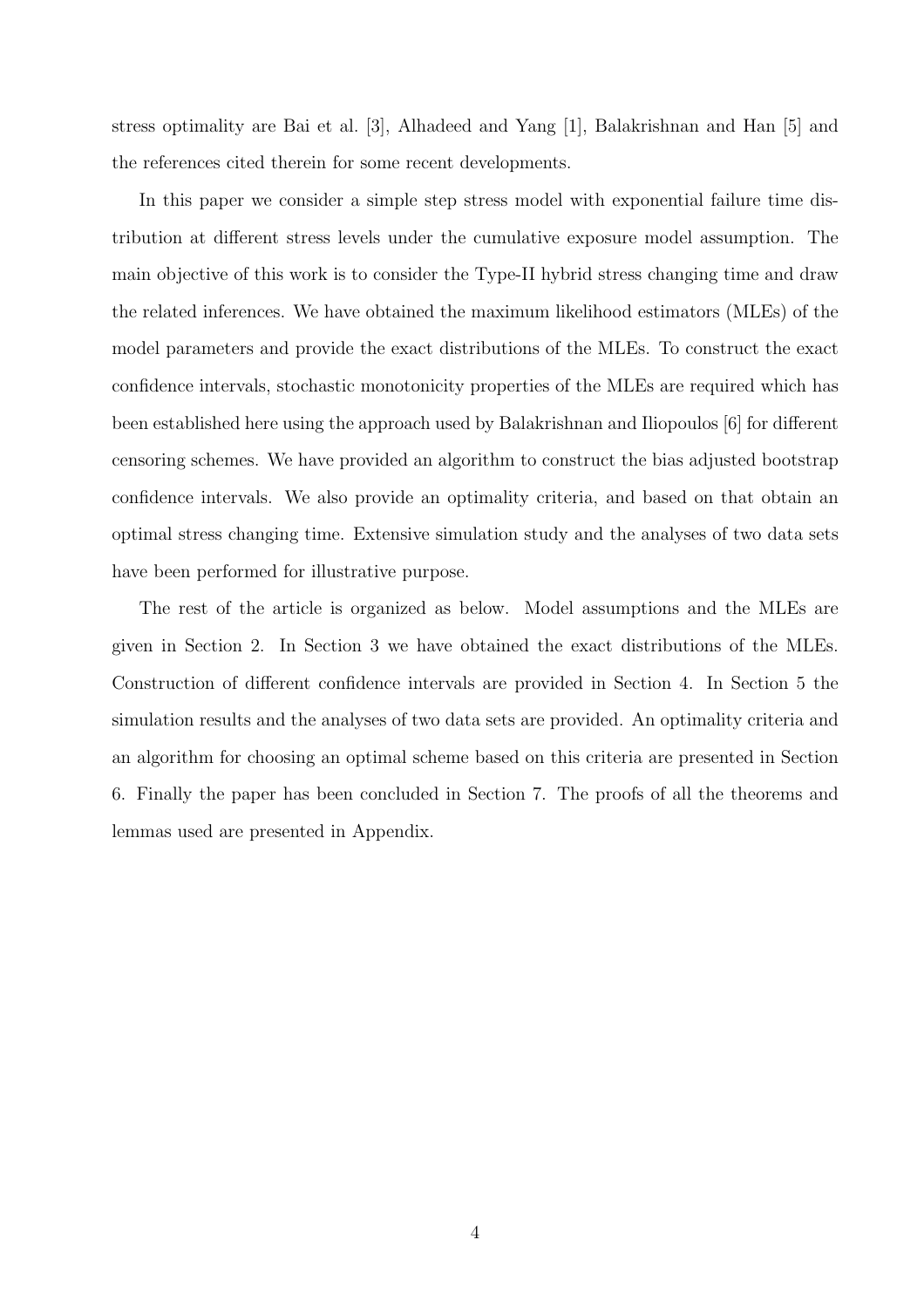stress optimality are Bai et al. [3], Alhadeed and Yang [1], Balakrishnan and Han [5] and the references cited therein for some recent developments.

In this paper we consider a simple step stress model with exponential failure time distribution at different stress levels under the cumulative exposure model assumption. The main objective of this work is to consider the Type-II hybrid stress changing time and draw the related inferences. We have obtained the maximum likelihood estimators (MLEs) of the model parameters and provide the exact distributions of the MLEs. To construct the exact confidence intervals, stochastic monotonicity properties of the MLEs are required which has been established here using the approach used by Balakrishnan and Iliopoulos [6] for different censoring schemes. We have provided an algorithm to construct the bias adjusted bootstrap confidence intervals. We also provide an optimality criteria, and based on that obtain an optimal stress changing time. Extensive simulation study and the analyses of two data sets have been performed for illustrative purpose.

The rest of the article is organized as below. Model assumptions and the MLEs are given in Section 2. In Section 3 we have obtained the exact distributions of the MLEs. Construction of different confidence intervals are provided in Section 4. In Section 5 the simulation results and the analyses of two data sets are provided. An optimality criteria and an algorithm for choosing an optimal scheme based on this criteria are presented in Section 6. Finally the paper has been concluded in Section 7. The proofs of all the theorems and lemmas used are presented in Appendix.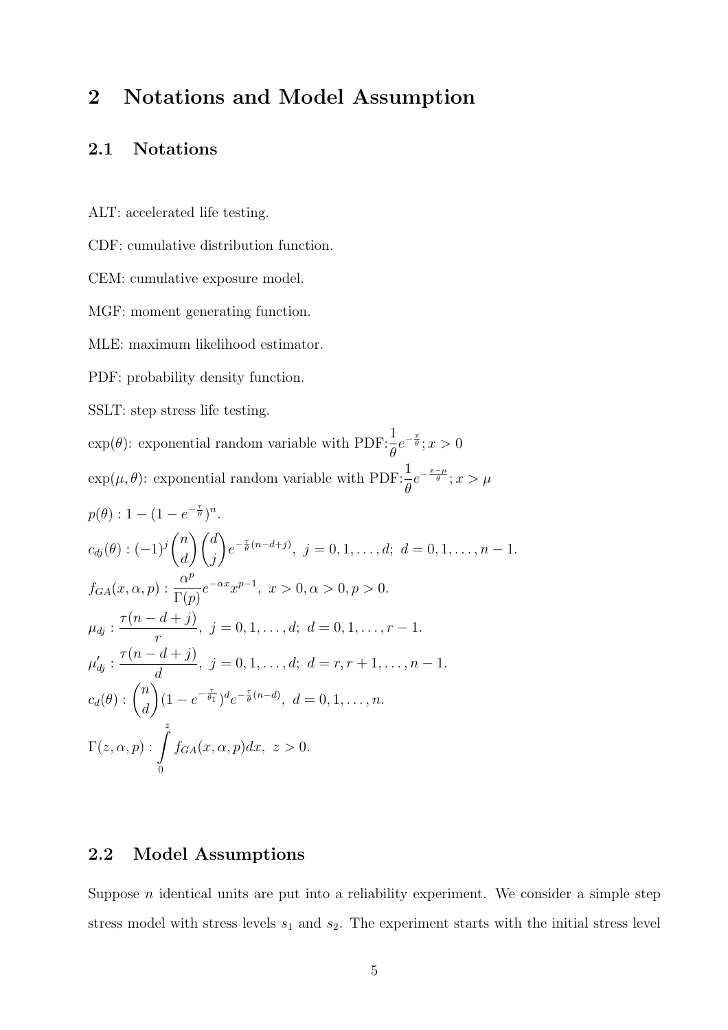# 2 Notations and Model Assumption

## 2.1 Notations

ALT: accelerated life testing.

CDF: cumulative distribution function.

CEM: cumulative exposure model.

MGF: moment generating function.

MLE: maximum likelihood estimator.

PDF: probability density function.

SSLT: step stress life testing.

$\exp(\theta)$: exponential random variable with PDF:$\frac{1}{\theta}e^{-\frac{x}{\theta}}; x > 0$

$\exp(\mu, \theta)$: exponential random variable with PDF:$\frac{1}{\theta}e^{-\frac{x-\mu}{\theta}}; x > \mu$

$p(\theta) : 1 - (1 - e^{-\frac{\tau}{\theta}})^n$.

$c_{dj}(\theta) : (-1)^j \binom{n}{d}\binom{d}{j} e^{-\frac{\tau}{\theta}(n-d+j)},\ j = 0, 1, \ldots, d;\ d = 0, 1, \ldots, n-1.$

$f_{GA}(x, \alpha, p) : \frac{\alpha^p}{\Gamma(p)} e^{-\alpha x} x^{p-1},\ x > 0, \alpha > 0, p > 0.$

$\mu_{dj} : \frac{\tau(n-d+j)}{r},\ j = 0, 1, \ldots, d;\ d = 0, 1, \ldots, r-1.$

$\mu'_{dj} : \frac{\tau(n-d+j)}{d},\ j = 0, 1, \ldots, d;\ d = r, r+1, \ldots, n-1.$

$c_d(\theta) : \binom{n}{d}(1 - e^{-\frac{\tau}{\theta_1}})^d e^{-\frac{\tau}{\theta}(n-d)},\ d = 0, 1, \ldots, n.$

$\Gamma(z, \alpha, p) : \int_0^z f_{GA}(x, \alpha, p)dx,\ z > 0.$

## 2.2 Model Assumptions

Suppose $n$ identical units are put into a reliability experiment. We consider a simple step stress model with stress levels $s_1$ and $s_2$. The experiment starts with the initial stress level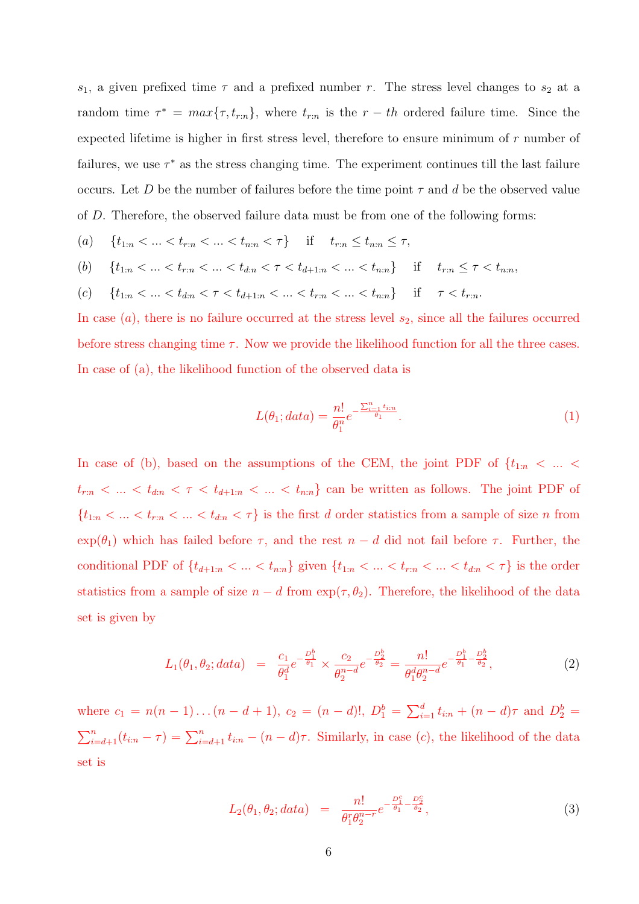$s_1$, a given prefixed time $\tau$ and a prefixed number $r$. The stress level changes to $s_2$ at a random time $\tau^* = max\{\tau, t_{r:n}\}$, where $t_{r:n}$ is the $r-th$ ordered failure time. Since the expected lifetime is higher in first stress level, therefore to ensure minimum of $r$ number of failures, we use $\tau^*$ as the stress changing time. The experiment continues till the last failure occurs. Let $D$ be the number of failures before the time point $\tau$ and $d$ be the observed value of $D$. Therefore, the observed failure data must be from one of the following forms:

$(a)$ $\quad \{t_{1:n} < ... < t_{r:n} < ... < t_{n:n} < \tau\}$ $\quad$ if $\quad t_{r:n} \leq t_{n:n} \leq \tau$,

$(b)$ $\quad \{t_{1:n} < ... < t_{r:n} < ... < t_{d:n} < \tau < t_{d+1:n} < ... < t_{n:n}\}$ $\quad$ if $\quad t_{r:n} \leq \tau < t_{n:n}$,

$(c)$ $\quad \{t_{1:n} < ... < t_{d:n} < \tau < t_{d+1:n} < ... < t_{r:n} < ... < t_{n:n}\}$ $\quad$ if $\quad \tau < t_{r:n}$.

In case $(a)$, there is no failure occurred at the stress level $s_2$, since all the failures occurred before stress changing time $\tau$. Now we provide the likelihood function for all the three cases. In case of (a), the likelihood function of the observed data is

$$L(\theta_1; data) = \frac{n!}{\theta_1^n} e^{-\frac{\sum_{i=1}^{n} t_{i:n}}{\theta_1}}. \tag{1}$$

In case of (b), based on the assumptions of the CEM, the joint PDF of $\{t_{1:n} < ... < t_{r:n} < ... < t_{d:n} < \tau < t_{d+1:n} < ... < t_{n:n}\}$ can be written as follows. The joint PDF of $\{t_{1:n} < ... < t_{r:n} < ... < t_{d:n} < \tau\}$ is the first $d$ order statistics from a sample of size $n$ from $\exp(\theta_1)$ which has failed before $\tau$, and the rest $n-d$ did not fail before $\tau$. Further, the conditional PDF of $\{t_{d+1:n} < ... < t_{n:n}\}$ given $\{t_{1:n} < ... < t_{r:n} < ... < t_{d:n} < \tau\}$ is the order statistics from a sample of size $n-d$ from $\exp(\tau, \theta_2)$. Therefore, the likelihood of the data set is given by

$$L_1(\theta_1, \theta_2; data) = \frac{c_1}{\theta_1^d} e^{-\frac{D_1^b}{\theta_1}} \times \frac{c_2}{\theta_2^{n-d}} e^{-\frac{D_2^b}{\theta_2}} = \frac{n!}{\theta_1^d \theta_2^{n-d}} e^{-\frac{D_1^b}{\theta_1} - \frac{D_2^b}{\theta_2}}, \tag{2}$$

where $c_1 = n(n-1)\dots(n-d+1)$, $c_2 = (n-d)!$, $D_1^b = \sum_{i=1}^{d} t_{i:n} + (n-d)\tau$ and $D_2^b = \sum_{i=d+1}^{n}(t_{i:n} - \tau) = \sum_{i=d+1}^{n} t_{i:n} - (n-d)\tau$. Similarly, in case $(c)$, the likelihood of the data set is

$$L_2(\theta_1, \theta_2; data) = \frac{n!}{\theta_1^r \theta_2^{n-r}} e^{-\frac{D_1^c}{\theta_1} - \frac{D_2^c}{\theta_2}}, \tag{3}$$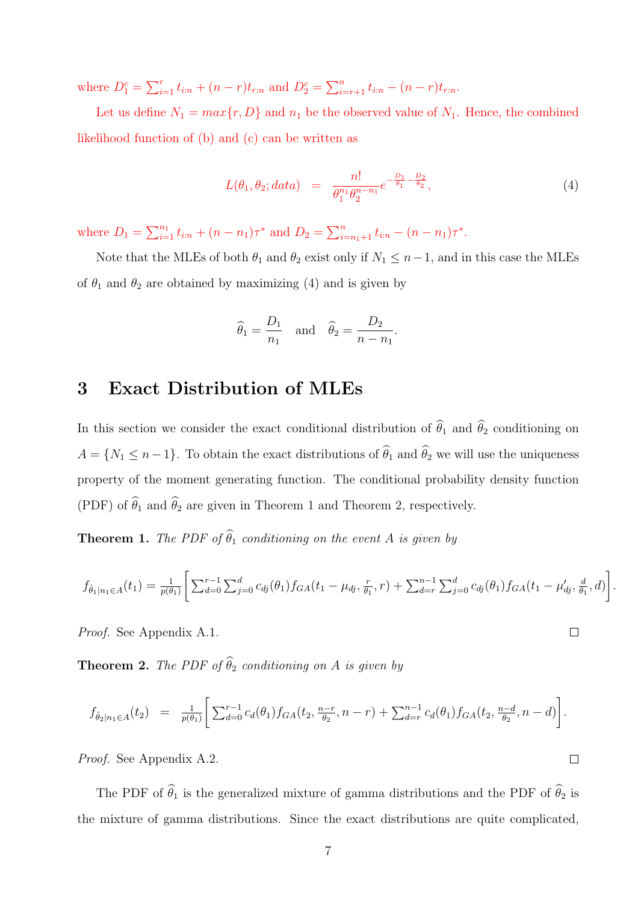where $D_1^c = \sum_{i=1}^{r} t_{i:n} + (n-r)t_{r:n}$ and $D_2^c = \sum_{i=r+1}^{n} t_{i:n} - (n-r)t_{r:n}$.

Let us define $N_1 = max\{r, D\}$ and $n_1$ be the observed value of $N_1$. Hence, the combined likelihood function of (b) and (c) can be written as

$$L(\theta_1, \theta_2; data) \quad = \quad \frac{n!}{\theta_1^{n_1}\theta_2^{n-n_1}} e^{-\frac{D_1}{\theta_1} - \frac{D_2}{\theta_2}}, \tag{4}$$

where $D_1 = \sum_{i=1}^{n_1} t_{i:n} + (n-n_1)\tau^*$ and $D_2 = \sum_{i=n_1+1}^{n} t_{i:n} - (n-n_1)\tau^*$.

Note that the MLEs of both $\theta_1$ and $\theta_2$ exist only if $N_1 \leq n-1$, and in this case the MLEs of $\theta_1$ and $\theta_2$ are obtained by maximizing (4) and is given by

$$\widehat{\theta}_1 = \frac{D_1}{n_1} \quad \text{and} \quad \widehat{\theta}_2 = \frac{D_2}{n-n_1}.$$

## 3 Exact Distribution of MLEs

In this section we consider the exact conditional distribution of $\widehat{\theta}_1$ and $\widehat{\theta}_2$ conditioning on $A = \{N_1 \leq n-1\}$. To obtain the exact distributions of $\widehat{\theta}_1$ and $\widehat{\theta}_2$ we will use the uniqueness property of the moment generating function. The conditional probability density function (PDF) of $\widehat{\theta}_1$ and $\widehat{\theta}_2$ are given in Theorem 1 and Theorem 2, respectively.

**Theorem 1.** *The PDF of $\widehat{\theta}_1$ conditioning on the event $A$ is given by*

$$f_{\hat{\theta}_1|n_1\in A}(t_1) = \frac{1}{p(\theta_1)}\left[\sum_{d=0}^{r-1}\sum_{j=0}^{d} c_{dj}(\theta_1) f_{GA}(t_1 - \mu_{dj}, \tfrac{r}{\theta_1}, r) + \sum_{d=r}^{n-1}\sum_{j=0}^{d} c_{dj}(\theta_1) f_{GA}(t_1 - \mu'_{dj}, \tfrac{d}{\theta_1}, d)\right].$$

*Proof.* See Appendix A.1. □

**Theorem 2.** *The PDF of $\widehat{\theta}_2$ conditioning on $A$ is given by*

$$f_{\hat{\theta}_2|n_1\in A}(t_2) \quad = \quad \frac{1}{p(\theta_1)}\left[\sum_{d=0}^{r-1} c_d(\theta_1) f_{GA}(t_2, \tfrac{n-r}{\theta_2}, n-r) + \sum_{d=r}^{n-1} c_d(\theta_1) f_{GA}(t_2, \tfrac{n-d}{\theta_2}, n-d)\right].$$

*Proof.* See Appendix A.2. □

The PDF of $\widehat{\theta}_1$ is the generalized mixture of gamma distributions and the PDF of $\widehat{\theta}_2$ is the mixture of gamma distributions. Since the exact distributions are quite complicated,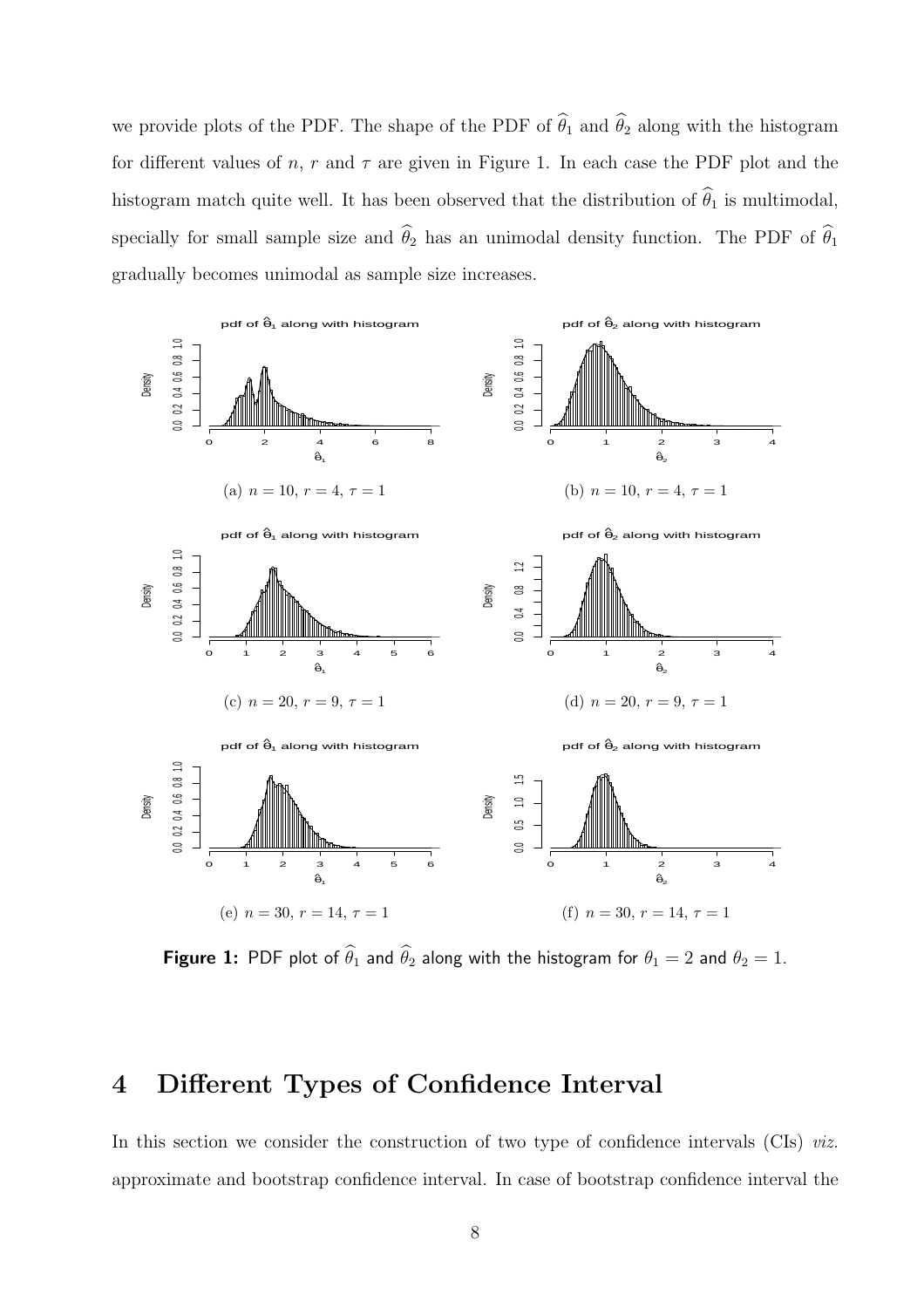we provide plots of the PDF. The shape of the PDF of $\widehat{\theta}_1$ and $\widehat{\theta}_2$ along with the histogram for different values of $n$, $r$ and $\tau$ are given in Figure 1. In each case the PDF plot and the histogram match quite well. It has been observed that the distribution of $\widehat{\theta}_1$ is multimodal, specially for small sample size and $\widehat{\theta}_2$ has an unimodal density function. The PDF of $\widehat{\theta}_1$ gradually becomes unimodal as sample size increases.

(a) $n = 10$, $r = 4$, $\tau = 1$

(b) $n = 10$, $r = 4$, $\tau = 1$

(c) $n = 20$, $r = 9$, $\tau = 1$

(d) $n = 20$, $r = 9$, $\tau = 1$

(e) $n = 30$, $r = 14$, $\tau = 1$

(f) $n = 30$, $r = 14$, $\tau = 1$

**Figure 1:** PDF plot of $\widehat{\theta}_1$ and $\widehat{\theta}_2$ along with the histogram for $\theta_1 = 2$ and $\theta_2 = 1$.

## 4 Different Types of Confidence Interval

In this section we consider the construction of two type of confidence intervals (CIs) *viz.* approximate and bootstrap confidence interval. In case of bootstrap confidence interval the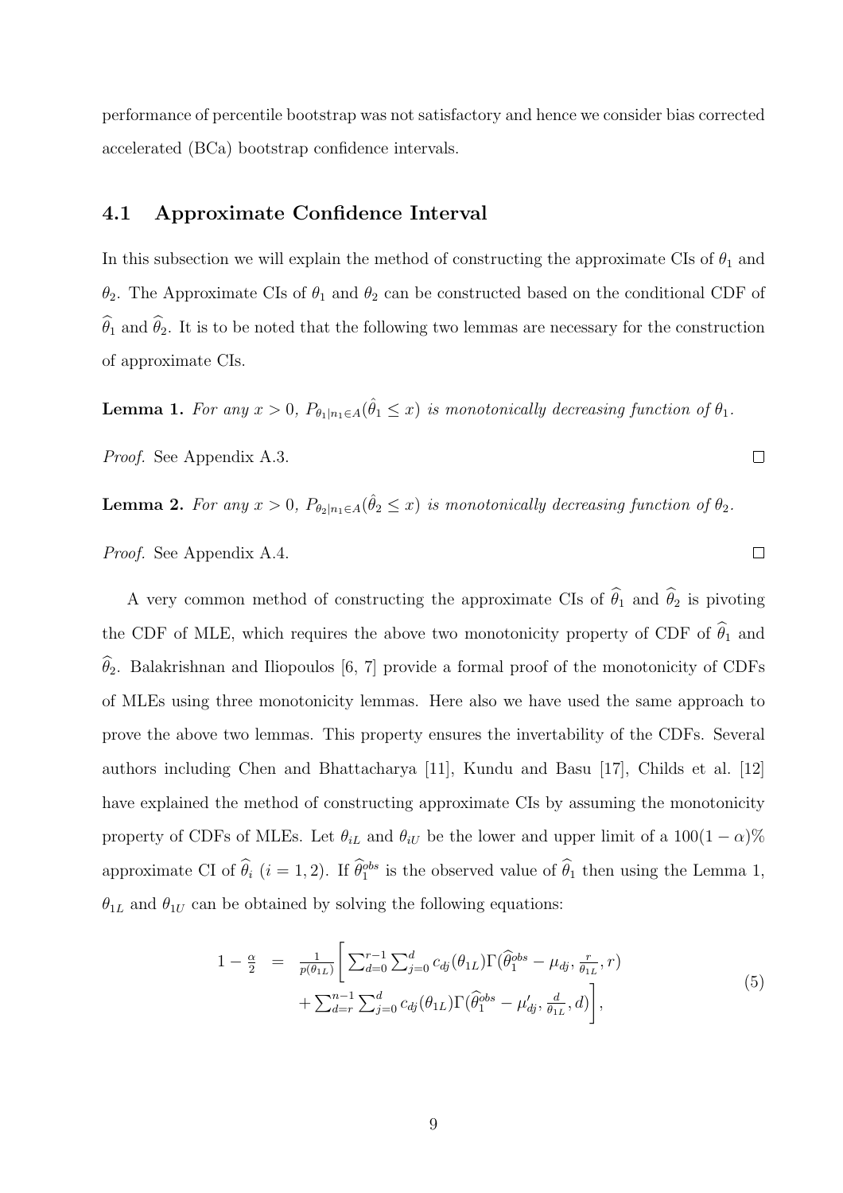performance of percentile bootstrap was not satisfactory and hence we consider bias corrected accelerated (BCa) bootstrap confidence intervals.

### 4.1 Approximate Confidence Interval

In this subsection we will explain the method of constructing the approximate CIs of $\theta_1$ and $\theta_2$. The Approximate CIs of $\theta_1$ and $\theta_2$ can be constructed based on the conditional CDF of $\widehat{\theta}_1$ and $\widehat{\theta}_2$. It is to be noted that the following two lemmas are necessary for the construction of approximate CIs.

**Lemma 1.** *For any $x > 0$, $P_{\theta_1|n_1 \in A}(\hat{\theta}_1 \leq x)$ is monotonically decreasing function of $\theta_1$.*

*Proof.* See Appendix A.3. □

**Lemma 2.** *For any $x > 0$, $P_{\theta_2|n_1 \in A}(\hat{\theta}_2 \leq x)$ is monotonically decreasing function of $\theta_2$.*

*Proof.* See Appendix A.4. □

A very common method of constructing the approximate CIs of $\widehat{\theta}_1$ and $\widehat{\theta}_2$ is pivoting the CDF of MLE, which requires the above two monotonicity property of CDF of $\widehat{\theta}_1$ and $\widehat{\theta}_2$. Balakrishnan and Iliopoulos [6, 7] provide a formal proof of the monotonicity of CDFs of MLEs using three monotonicity lemmas. Here also we have used the same approach to prove the above two lemmas. This property ensures the invertability of the CDFs. Several authors including Chen and Bhattacharya [11], Kundu and Basu [17], Childs et al. [12] have explained the method of constructing approximate CIs by assuming the monotonicity property of CDFs of MLEs. Let $\theta_{iL}$ and $\theta_{iU}$ be the lower and upper limit of a $100(1-\alpha)\%$ approximate CI of $\widehat{\theta}_i$ $(i = 1, 2)$. If $\widehat{\theta}_1^{obs}$ is the observed value of $\widehat{\theta}_1$ then using the Lemma 1, $\theta_{1L}$ and $\theta_{1U}$ can be obtained by solving the following equations:

$$
\begin{aligned}
1 - \frac{\alpha}{2} &= \frac{1}{p(\theta_{1L})}\Bigg[\sum_{d=0}^{r-1}\sum_{j=0}^{d} c_{dj}(\theta_{1L})\Gamma(\widehat{\theta}_1^{obs} - \mu_{dj}, \tfrac{r}{\theta_{1L}}, r) \\
&\quad + \sum_{d=r}^{n-1}\sum_{j=0}^{d} c_{dj}(\theta_{1L})\Gamma(\widehat{\theta}_1^{obs} - \mu'_{dj}, \tfrac{d}{\theta_{1L}}, d)\Bigg],
\end{aligned} \tag{5}
$$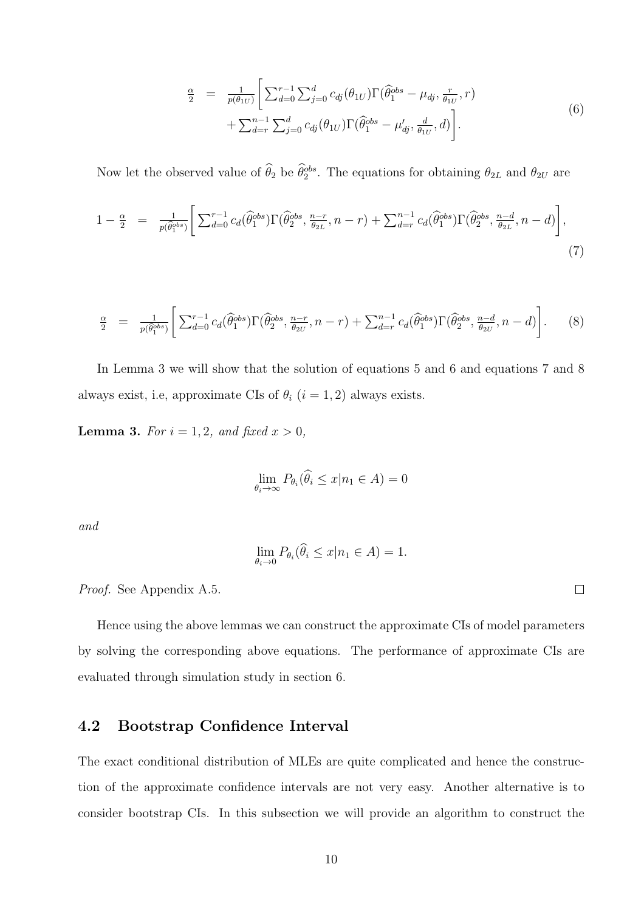$$\frac{\alpha}{2} = \frac{1}{p(\theta_{1U})}\Bigg[\sum_{d=0}^{r-1}\sum_{j=0}^{d} c_{dj}(\theta_{1U})\Gamma(\widehat{\theta}_1^{obs}-\mu_{dj},\tfrac{r}{\theta_{1U}},r) + \sum_{d=r}^{n-1}\sum_{j=0}^{d} c_{dj}(\theta_{1U})\Gamma(\widehat{\theta}_1^{obs}-\mu'_{dj},\tfrac{d}{\theta_{1U}},d)\Bigg]. \tag{6}$$

Now let the observed value of $\widehat{\theta}_2$ be $\widehat{\theta}_2^{obs}$. The equations for obtaining $\theta_{2L}$ and $\theta_{2U}$ are

$$1-\frac{\alpha}{2} = \frac{1}{p(\widehat{\theta}_1^{obs})}\Bigg[\sum_{d=0}^{r-1} c_d(\widehat{\theta}_1^{obs})\Gamma(\widehat{\theta}_2^{obs},\tfrac{n-r}{\theta_{2L}},n-r) + \sum_{d=r}^{n-1} c_d(\widehat{\theta}_1^{obs})\Gamma(\widehat{\theta}_2^{obs},\tfrac{n-d}{\theta_{2L}},n-d)\Bigg], \tag{7}$$

$$\frac{\alpha}{2} = \frac{1}{p(\widehat{\theta}_1^{obs})}\Bigg[\sum_{d=0}^{r-1} c_d(\widehat{\theta}_1^{obs})\Gamma(\widehat{\theta}_2^{obs},\tfrac{n-r}{\theta_{2U}},n-r) + \sum_{d=r}^{n-1} c_d(\widehat{\theta}_1^{obs})\Gamma(\widehat{\theta}_2^{obs},\tfrac{n-d}{\theta_{2U}},n-d)\Bigg]. \tag{8}$$

In Lemma 3 we will show that the solution of equations 5 and 6 and equations 7 and 8 always exist, i.e, approximate CIs of $\theta_i$ $(i = 1, 2)$ always exists.

**Lemma 3.** *For $i = 1, 2$, and fixed $x > 0$,*

$$\lim_{\theta_i\to\infty} P_{\theta_i}(\widehat{\theta}_i \le x | n_1 \in A) = 0$$

*and*

$$\lim_{\theta_i\to 0} P_{\theta_i}(\widehat{\theta}_i \le x | n_1 \in A) = 1.$$

*Proof.* See Appendix A.5. ∎

Hence using the above lemmas we can construct the approximate CIs of model parameters by solving the corresponding above equations. The performance of approximate CIs are evaluated through simulation study in section 6.

## 4.2 Bootstrap Confidence Interval

The exact conditional distribution of MLEs are quite complicated and hence the construction of the approximate confidence intervals are not very easy. Another alternative is to consider bootstrap CIs. In this subsection we will provide an algorithm to construct the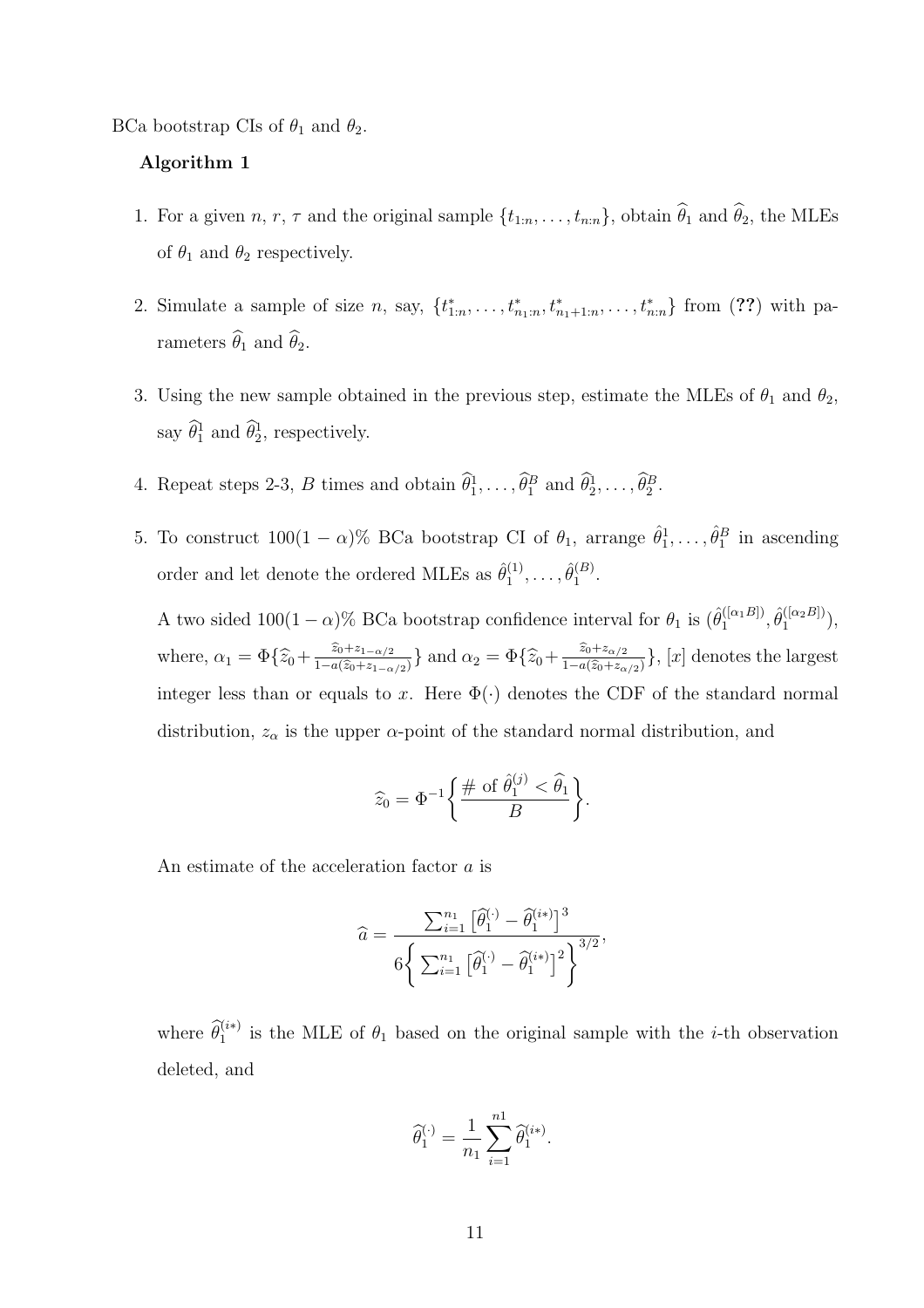BCa bootstrap CIs of $\theta_1$ and $\theta_2$.

**Algorithm 1**

1. For a given $n$, $r$, $\tau$ and the original sample $\{t_{1:n}, \ldots, t_{n:n}\}$, obtain $\widehat{\theta}_1$ and $\widehat{\theta}_2$, the MLEs of $\theta_1$ and $\theta_2$ respectively.

2. Simulate a sample of size $n$, say, $\{t^*_{1:n}, \ldots, t^*_{n_1:n}, t^*_{n_1+1:n}, \ldots, t^*_{n:n}\}$ from (**??**) with parameters $\widehat{\theta}_1$ and $\widehat{\theta}_2$.

3. Using the new sample obtained in the previous step, estimate the MLEs of $\theta_1$ and $\theta_2$, say $\widehat{\theta}^1_1$ and $\widehat{\theta}^1_2$, respectively.

4. Repeat steps 2-3, $B$ times and obtain $\widehat{\theta}^1_1, \ldots, \widehat{\theta}^B_1$ and $\widehat{\theta}^1_2, \ldots, \widehat{\theta}^B_2$.

5. To construct $100(1-\alpha)\%$ BCa bootstrap CI of $\theta_1$, arrange $\hat{\theta}^1_1, \ldots, \hat{\theta}^B_1$ in ascending order and let denote the ordered MLEs as $\hat{\theta}^{(1)}_1, \ldots, \hat{\theta}^{(B)}_1$.

   A two sided $100(1-\alpha)\%$ BCa bootstrap confidence interval for $\theta_1$ is $(\hat{\theta}_1^{([\alpha_1 B])}, \hat{\theta}_1^{([\alpha_2 B])})$, where, $\alpha_1 = \Phi\{\widehat{z}_0 + \frac{\widehat{z}_0 + z_{1-\alpha/2}}{1-a(\widehat{z}_0 + z_{1-\alpha/2})}\}$ and $\alpha_2 = \Phi\{\widehat{z}_0 + \frac{\widehat{z}_0 + z_{\alpha/2}}{1-a(\widehat{z}_0 + z_{\alpha/2})}\}$, $[x]$ denotes the largest integer less than or equals to $x$. Here $\Phi(\cdot)$ denotes the CDF of the standard normal distribution, $z_\alpha$ is the upper $\alpha$-point of the standard normal distribution, and

   $$\widehat{z}_0 = \Phi^{-1}\left\{\frac{\#\text{ of } \hat{\theta}^{(j)}_1 < \widehat{\theta}_1}{B}\right\}.$$

   An estimate of the acceleration factor $a$ is

   $$\widehat{a} = \frac{\sum_{i=1}^{n_1}\left[\widehat{\theta}_1^{(\cdot)} - \widehat{\theta}_1^{(i*)}\right]^3}{6\left\{\sum_{i=1}^{n_1}\left[\widehat{\theta}_1^{(\cdot)} - \widehat{\theta}_1^{(i*)}\right]^2\right\}^{3/2}},$$

   where $\widehat{\theta}_1^{(i*)}$ is the MLE of $\theta_1$ based on the original sample with the $i$-th observation deleted, and

   $$\widehat{\theta}_1^{(\cdot)} = \frac{1}{n_1}\sum_{i=1}^{n1}\widehat{\theta}_1^{(i*)}.$$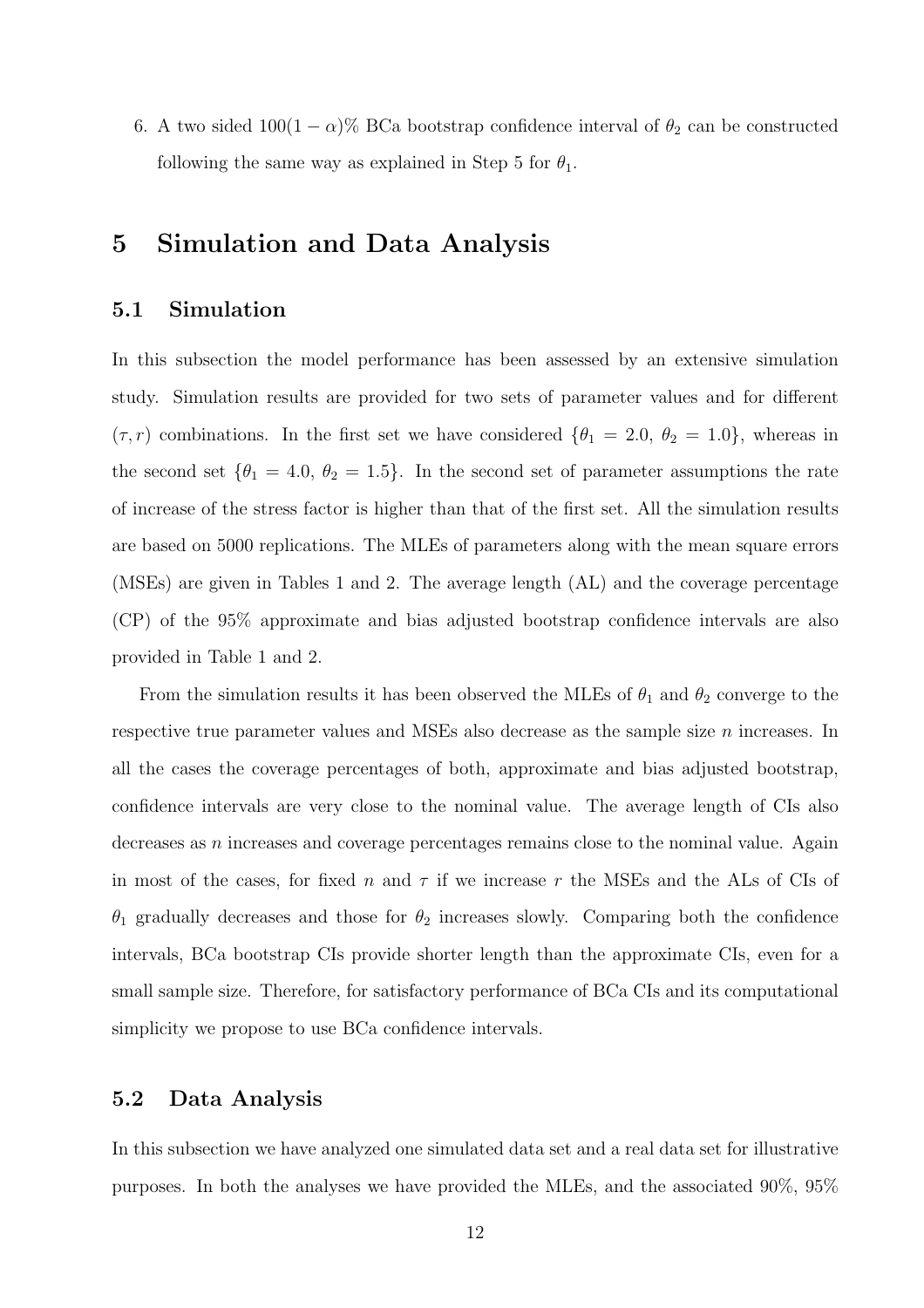6. A two sided $100(1-\alpha)\%$ BCa bootstrap confidence interval of $\theta_2$ can be constructed following the same way as explained in Step 5 for $\theta_1$.

# 5 Simulation and Data Analysis

## 5.1 Simulation

In this subsection the model performance has been assessed by an extensive simulation study. Simulation results are provided for two sets of parameter values and for different $(\tau, r)$ combinations. In the first set we have considered $\{\theta_1 = 2.0,\ \theta_2 = 1.0\}$, whereas in the second set $\{\theta_1 = 4.0,\ \theta_2 = 1.5\}$. In the second set of parameter assumptions the rate of increase of the stress factor is higher than that of the first set. All the simulation results are based on 5000 replications. The MLEs of parameters along with the mean square errors (MSEs) are given in Tables 1 and 2. The average length (AL) and the coverage percentage (CP) of the 95% approximate and bias adjusted bootstrap confidence intervals are also provided in Table 1 and 2.

From the simulation results it has been observed the MLEs of $\theta_1$ and $\theta_2$ converge to the respective true parameter values and MSEs also decrease as the sample size $n$ increases. In all the cases the coverage percentages of both, approximate and bias adjusted bootstrap, confidence intervals are very close to the nominal value. The average length of CIs also decreases as $n$ increases and coverage percentages remains close to the nominal value. Again in most of the cases, for fixed $n$ and $\tau$ if we increase $r$ the MSEs and the ALs of CIs of $\theta_1$ gradually decreases and those for $\theta_2$ increases slowly. Comparing both the confidence intervals, BCa bootstrap CIs provide shorter length than the approximate CIs, even for a small sample size. Therefore, for satisfactory performance of BCa CIs and its computational simplicity we propose to use BCa confidence intervals.

## 5.2 Data Analysis

In this subsection we have analyzed one simulated data set and a real data set for illustrative purposes. In both the analyses we have provided the MLEs, and the associated 90%, 95%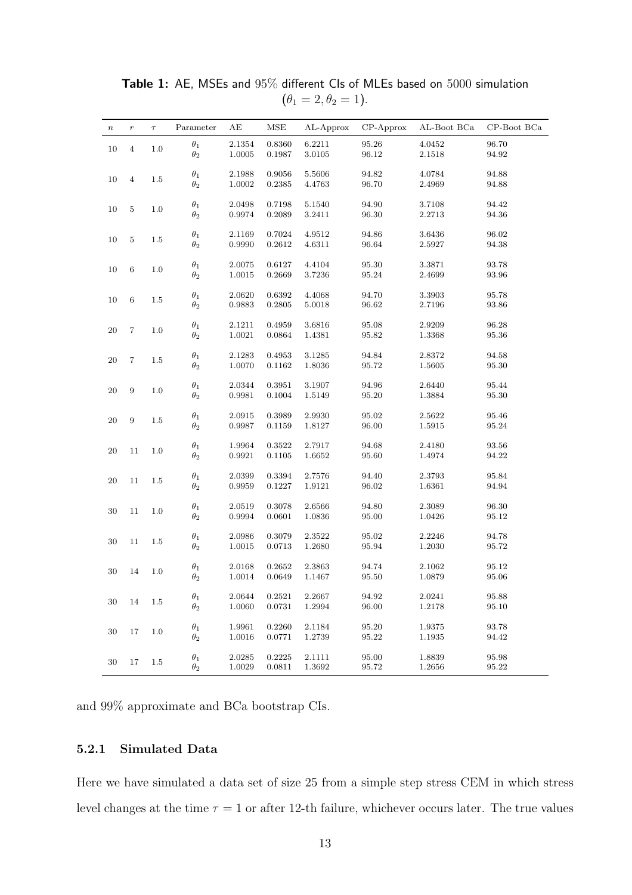**Table 1:** AE, MSEs and 95% different CIs of MLEs based on 5000 simulation ($\theta_1 = 2, \theta_2 = 1$).

| $n$ | $r$ | $\tau$ | Parameter | AE | MSE | AL-Approx | CP-Approx | AL-Boot BCa | CP-Boot BCa |
|---|---|---|---|---|---|---|---|---|---|
| 10 | 4 | 1.0 | $\theta_1$ | 2.1354 | 0.8360 | 6.2211 | 95.26 | 4.0452 | 96.70 |
| | | | $\theta_2$ | 1.0005 | 0.1987 | 3.0105 | 96.12 | 2.1518 | 94.92 |
| 10 | 4 | 1.5 | $\theta_1$ | 2.1988 | 0.9056 | 5.5606 | 94.82 | 4.0784 | 94.88 |
| | | | $\theta_2$ | 1.0002 | 0.2385 | 4.4763 | 96.70 | 2.4969 | 94.88 |
| 10 | 5 | 1.0 | $\theta_1$ | 2.0498 | 0.7198 | 5.1540 | 94.90 | 3.7108 | 94.42 |
| | | | $\theta_2$ | 0.9974 | 0.2089 | 3.2411 | 96.30 | 2.2713 | 94.36 |
| 10 | 5 | 1.5 | $\theta_1$ | 2.1169 | 0.7024 | 4.9512 | 94.86 | 3.6436 | 96.02 |
| | | | $\theta_2$ | 0.9990 | 0.2612 | 4.6311 | 96.64 | 2.5927 | 94.38 |
| 10 | 6 | 1.0 | $\theta_1$ | 2.0075 | 0.6127 | 4.4104 | 95.30 | 3.3871 | 93.78 |
| | | | $\theta_2$ | 1.0015 | 0.2669 | 3.7236 | 95.24 | 2.4699 | 93.96 |
| 10 | 6 | 1.5 | $\theta_1$ | 2.0620 | 0.6392 | 4.4068 | 94.70 | 3.3903 | 95.78 |
| | | | $\theta_2$ | 0.9883 | 0.2805 | 5.0018 | 96.62 | 2.7196 | 93.86 |
| 20 | 7 | 1.0 | $\theta_1$ | 2.1211 | 0.4959 | 3.6816 | 95.08 | 2.9209 | 96.28 |
| | | | $\theta_2$ | 1.0021 | 0.0864 | 1.4381 | 95.82 | 1.3368 | 95.36 |
| 20 | 7 | 1.5 | $\theta_1$ | 2.1283 | 0.4953 | 3.1285 | 94.84 | 2.8372 | 94.58 |
| | | | $\theta_2$ | 1.0070 | 0.1162 | 1.8036 | 95.72 | 1.5605 | 95.30 |
| 20 | 9 | 1.0 | $\theta_1$ | 2.0344 | 0.3951 | 3.1907 | 94.96 | 2.6440 | 95.44 |
| | | | $\theta_2$ | 0.9981 | 0.1004 | 1.5149 | 95.20 | 1.3884 | 95.30 |
| 20 | 9 | 1.5 | $\theta_1$ | 2.0915 | 0.3989 | 2.9930 | 95.02 | 2.5622 | 95.46 |
| | | | $\theta_2$ | 0.9987 | 0.1159 | 1.8127 | 96.00 | 1.5915 | 95.24 |
| 20 | 11 | 1.0 | $\theta_1$ | 1.9964 | 0.3522 | 2.7917 | 94.68 | 2.4180 | 93.56 |
| | | | $\theta_2$ | 0.9921 | 0.1105 | 1.6652 | 95.60 | 1.4974 | 94.22 |
| 20 | 11 | 1.5 | $\theta_1$ | 2.0399 | 0.3394 | 2.7576 | 94.40 | 2.3793 | 95.84 |
| | | | $\theta_2$ | 0.9959 | 0.1227 | 1.9121 | 96.02 | 1.6361 | 94.94 |
| 30 | 11 | 1.0 | $\theta_1$ | 2.0519 | 0.3078 | 2.6566 | 94.80 | 2.3089 | 96.30 |
| | | | $\theta_2$ | 0.9994 | 0.0601 | 1.0836 | 95.00 | 1.0426 | 95.12 |
| 30 | 11 | 1.5 | $\theta_1$ | 2.0986 | 0.3079 | 2.3522 | 95.02 | 2.2246 | 94.78 |
| | | | $\theta_2$ | 1.0015 | 0.0713 | 1.2680 | 95.94 | 1.2030 | 95.72 |
| 30 | 14 | 1.0 | $\theta_1$ | 2.0168 | 0.2652 | 2.3863 | 94.74 | 2.1062 | 95.12 |
| | | | $\theta_2$ | 1.0014 | 0.0649 | 1.1467 | 95.50 | 1.0879 | 95.06 |
| 30 | 14 | 1.5 | $\theta_1$ | 2.0644 | 0.2521 | 2.2667 | 94.92 | 2.0241 | 95.88 |
| | | | $\theta_2$ | 1.0060 | 0.0731 | 1.2994 | 96.00 | 1.2178 | 95.10 |
| 30 | 17 | 1.0 | $\theta_1$ | 1.9961 | 0.2260 | 2.1184 | 95.20 | 1.9375 | 93.78 |
| | | | $\theta_2$ | 1.0016 | 0.0771 | 1.2739 | 95.22 | 1.1935 | 94.42 |
| 30 | 17 | 1.5 | $\theta_1$ | 2.0285 | 0.2225 | 2.1111 | 95.00 | 1.8839 | 95.98 |
| | | | $\theta_2$ | 1.0029 | 0.0811 | 1.3692 | 95.72 | 1.2656 | 95.22 |

and 99% approximate and BCa bootstrap CIs.

### 5.2.1 Simulated Data

Here we have simulated a data set of size 25 from a simple step stress CEM in which stress level changes at the time $\tau = 1$ or after 12-th failure, whichever occurs later. The true values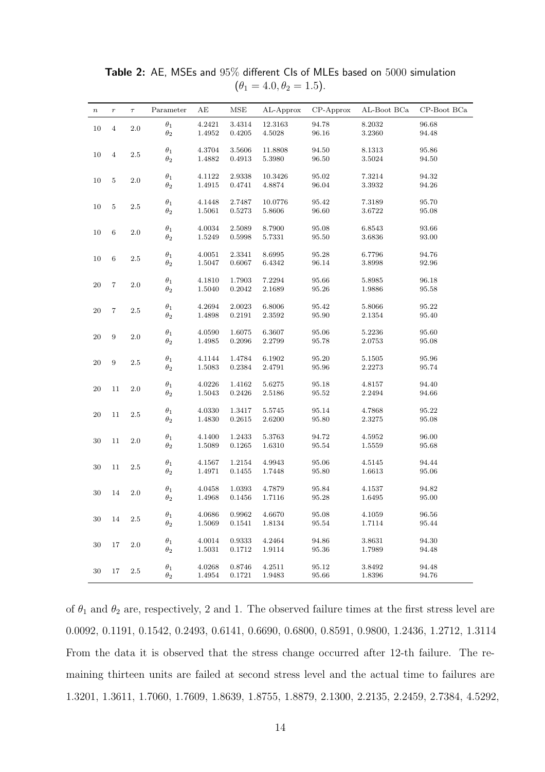**Table 2:** AE, MSEs and 95% different CIs of MLEs based on 5000 simulation $(\theta_1 = 4.0, \theta_2 = 1.5)$.

| $n$ | $r$ | $\tau$ | Parameter | AE | MSE | AL-Approx | CP-Approx | AL-Boot BCa | CP-Boot BCa |
|---|---|---|---|---|---|---|---|---|---|
| 10 | 4 | 2.0 | $\theta_1$ | 4.2421 | 3.4314 | 12.3163 | 94.78 | 8.2032 | 96.68 |
| | | | $\theta_2$ | 1.4952 | 0.4205 | 4.5028 | 96.16 | 3.2360 | 94.48 |
| 10 | 4 | 2.5 | $\theta_1$ | 4.3704 | 3.5606 | 11.8808 | 94.50 | 8.1313 | 95.86 |
| | | | $\theta_2$ | 1.4882 | 0.4913 | 5.3980 | 96.50 | 3.5024 | 94.50 |
| 10 | 5 | 2.0 | $\theta_1$ | 4.1122 | 2.9338 | 10.3426 | 95.02 | 7.3214 | 94.32 |
| | | | $\theta_2$ | 1.4915 | 0.4741 | 4.8874 | 96.04 | 3.3932 | 94.26 |
| 10 | 5 | 2.5 | $\theta_1$ | 4.1448 | 2.7487 | 10.0776 | 95.42 | 7.3189 | 95.70 |
| | | | $\theta_2$ | 1.5061 | 0.5273 | 5.8606 | 96.60 | 3.6722 | 95.08 |
| 10 | 6 | 2.0 | $\theta_1$ | 4.0034 | 2.5089 | 8.7900 | 95.08 | 6.8543 | 93.66 |
| | | | $\theta_2$ | 1.5249 | 0.5998 | 5.7331 | 95.50 | 3.6836 | 93.00 |
| 10 | 6 | 2.5 | $\theta_1$ | 4.0051 | 2.3341 | 8.6995 | 95.28 | 6.7796 | 94.76 |
| | | | $\theta_2$ | 1.5047 | 0.6067 | 6.4342 | 96.14 | 3.8998 | 92.96 |
| 20 | 7 | 2.0 | $\theta_1$ | 4.1810 | 1.7903 | 7.2294 | 95.66 | 5.8985 | 96.18 |
| | | | $\theta_2$ | 1.5040 | 0.2042 | 2.1689 | 95.26 | 1.9886 | 95.58 |
| 20 | 7 | 2.5 | $\theta_1$ | 4.2694 | 2.0023 | 6.8006 | 95.42 | 5.8066 | 95.22 |
| | | | $\theta_2$ | 1.4898 | 0.2191 | 2.3592 | 95.90 | 2.1354 | 95.40 |
| 20 | 9 | 2.0 | $\theta_1$ | 4.0590 | 1.6075 | 6.3607 | 95.06 | 5.2236 | 95.60 |
| | | | $\theta_2$ | 1.4985 | 0.2096 | 2.2799 | 95.78 | 2.0753 | 95.08 |
| 20 | 9 | 2.5 | $\theta_1$ | 4.1144 | 1.4784 | 6.1902 | 95.20 | 5.1505 | 95.96 |
| | | | $\theta_2$ | 1.5083 | 0.2384 | 2.4791 | 95.96 | 2.2273 | 95.74 |
| 20 | 11 | 2.0 | $\theta_1$ | 4.0226 | 1.4162 | 5.6275 | 95.18 | 4.8157 | 94.40 |
| | | | $\theta_2$ | 1.5043 | 0.2426 | 2.5186 | 95.52 | 2.2494 | 94.66 |
| 20 | 11 | 2.5 | $\theta_1$ | 4.0330 | 1.3417 | 5.5745 | 95.14 | 4.7868 | 95.22 |
| | | | $\theta_2$ | 1.4830 | 0.2615 | 2.6200 | 95.80 | 2.3275 | 95.08 |
| 30 | 11 | 2.0 | $\theta_1$ | 4.1400 | 1.2433 | 5.3763 | 94.72 | 4.5952 | 96.00 |
| | | | $\theta_2$ | 1.5089 | 0.1265 | 1.6310 | 95.54 | 1.5559 | 95.68 |
| 30 | 11 | 2.5 | $\theta_1$ | 4.1567 | 1.2154 | 4.9943 | 95.06 | 4.5145 | 94.44 |
| | | | $\theta_2$ | 1.4971 | 0.1455 | 1.7448 | 95.80 | 1.6613 | 95.06 |
| 30 | 14 | 2.0 | $\theta_1$ | 4.0458 | 1.0393 | 4.7879 | 95.84 | 4.1537 | 94.82 |
| | | | $\theta_2$ | 1.4968 | 0.1456 | 1.7116 | 95.28 | 1.6495 | 95.00 |
| 30 | 14 | 2.5 | $\theta_1$ | 4.0686 | 0.9962 | 4.6670 | 95.08 | 4.1059 | 96.56 |
| | | | $\theta_2$ | 1.5069 | 0.1541 | 1.8134 | 95.54 | 1.7114 | 95.44 |
| 30 | 17 | 2.0 | $\theta_1$ | 4.0014 | 0.9333 | 4.2464 | 94.86 | 3.8631 | 94.30 |
| | | | $\theta_2$ | 1.5031 | 0.1712 | 1.9114 | 95.36 | 1.7989 | 94.48 |
| 30 | 17 | 2.5 | $\theta_1$ | 4.0268 | 0.8746 | 4.2511 | 95.12 | 3.8492 | 94.48 |
| | | | $\theta_2$ | 1.4954 | 0.1721 | 1.9483 | 95.66 | 1.8396 | 94.76 |

of $\theta_1$ and $\theta_2$ are, respectively, 2 and 1. The observed failure times at the first stress level are 0.0092, 0.1191, 0.1542, 0.2493, 0.6141, 0.6690, 0.6800, 0.8591, 0.9800, 1.2436, 1.2712, 1.3114 From the data it is observed that the stress change occurred after 12-th failure. The remaining thirteen units are failed at second stress level and the actual time to failures are 1.3201, 1.3611, 1.7060, 1.7609, 1.8639, 1.8755, 1.8879, 2.1300, 2.2135, 2.2459, 2.7384, 4.5292,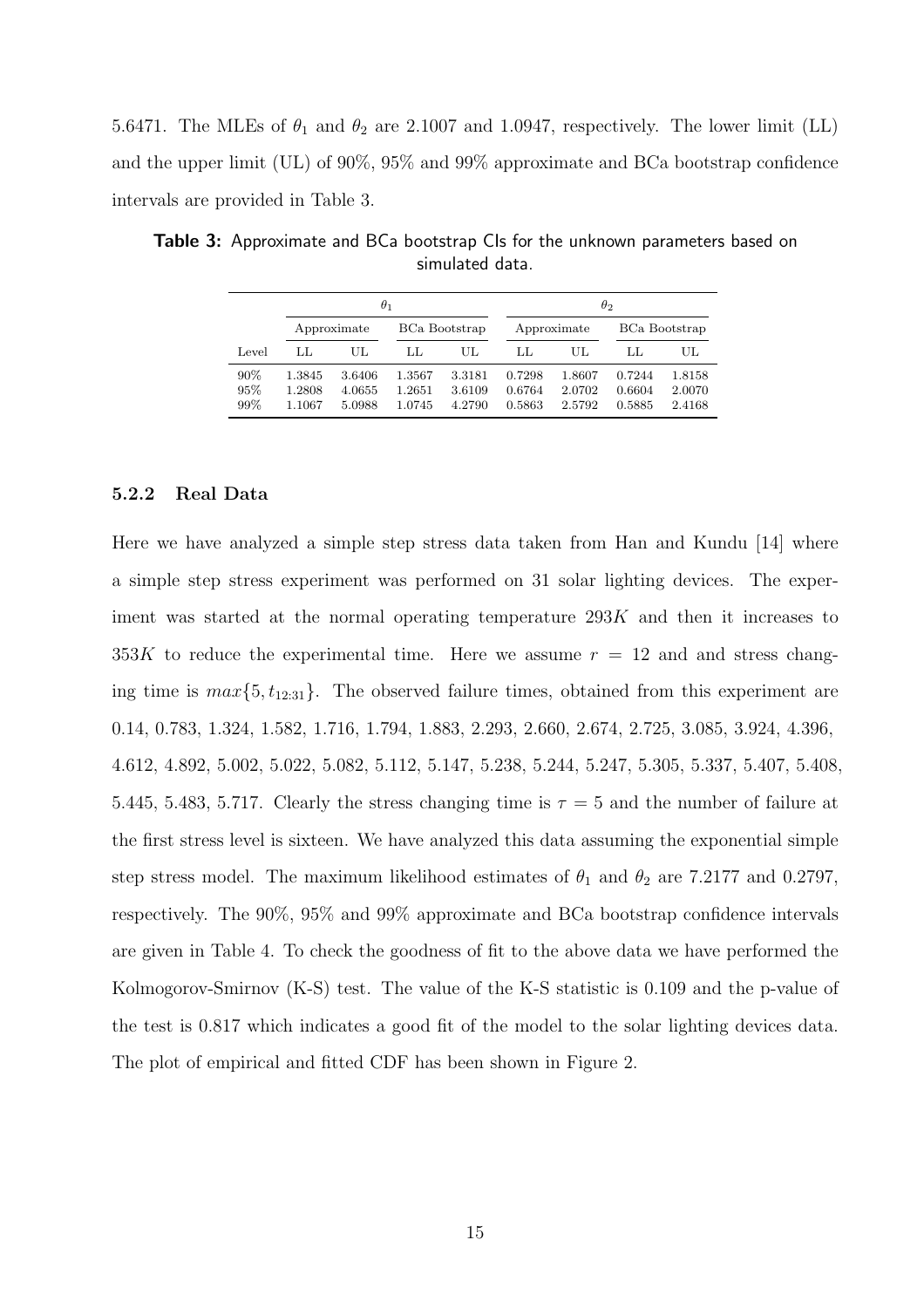5.6471. The MLEs of $\theta_1$ and $\theta_2$ are 2.1007 and 1.0947, respectively. The lower limit (LL) and the upper limit (UL) of 90%, 95% and 99% approximate and BCa bootstrap confidence intervals are provided in Table 3.

**Table 3:** Approximate and BCa bootstrap CIs for the unknown parameters based on simulated data.

| | $\theta_1$ | | | | $\theta_2$ | | | |
|---|---|---|---|---|---|---|---|---|
| | Approximate | | BCa Bootstrap | | Approximate | | BCa Bootstrap | |
| Level | LL | UL | LL | UL | LL | UL | LL | UL |
| 90% | 1.3845 | 3.6406 | 1.3567 | 3.3181 | 0.7298 | 1.8607 | 0.7244 | 1.8158 |
| 95% | 1.2808 | 4.0655 | 1.2651 | 3.6109 | 0.6764 | 2.0702 | 0.6604 | 2.0070 |
| 99% | 1.1067 | 5.0988 | 1.0745 | 4.2790 | 0.5863 | 2.5792 | 0.5885 | 2.4168 |

#### 5.2.2 Real Data

Here we have analyzed a simple step stress data taken from Han and Kundu [14] where a simple step stress experiment was performed on 31 solar lighting devices. The experiment was started at the normal operating temperature $293K$ and then it increases to $353K$ to reduce the experimental time. Here we assume $r = 12$ and and stress changing time is $max\{5, t_{12:31}\}$. The observed failure times, obtained from this experiment are 0.14, 0.783, 1.324, 1.582, 1.716, 1.794, 1.883, 2.293, 2.660, 2.674, 2.725, 3.085, 3.924, 4.396, 4.612, 4.892, 5.002, 5.022, 5.082, 5.112, 5.147, 5.238, 5.244, 5.247, 5.305, 5.337, 5.407, 5.408, 5.445, 5.483, 5.717. Clearly the stress changing time is $\tau = 5$ and the number of failure at the first stress level is sixteen. We have analyzed this data assuming the exponential simple step stress model. The maximum likelihood estimates of $\theta_1$ and $\theta_2$ are 7.2177 and 0.2797, respectively. The 90%, 95% and 99% approximate and BCa bootstrap confidence intervals are given in Table 4. To check the goodness of fit to the above data we have performed the Kolmogorov-Smirnov (K-S) test. The value of the K-S statistic is 0.109 and the p-value of the test is 0.817 which indicates a good fit of the model to the solar lighting devices data. The plot of empirical and fitted CDF has been shown in Figure 2.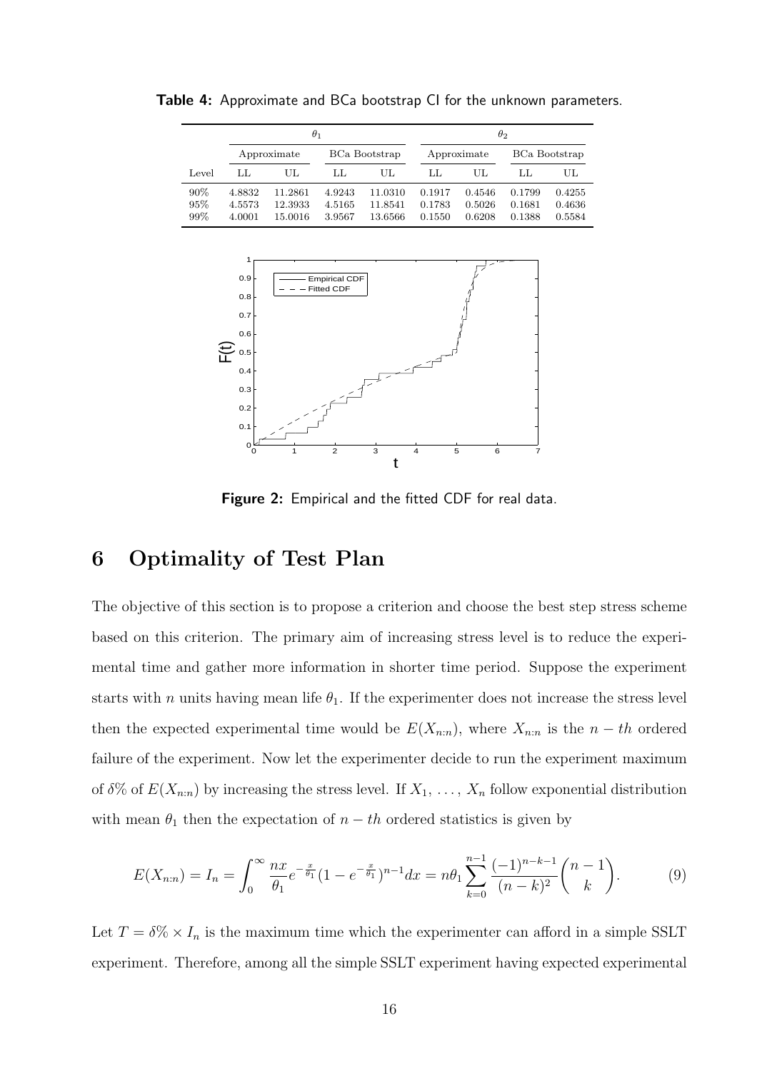**Table 4:** Approximate and BCa bootstrap CI for the unknown parameters.

| | $\theta_1$ | | | | $\theta_2$ | | | |
|---|---|---|---|---|---|---|---|---|
| | Approximate | | BCa Bootstrap | | Approximate | | BCa Bootstrap | |
| Level | LL | UL | LL | UL | LL | UL | LL | UL |
| 90% | 4.8832 | 11.2861 | 4.9243 | 11.0310 | 0.1917 | 0.4546 | 0.1799 | 0.4255 |
| 95% | 4.5573 | 12.3933 | 4.5165 | 11.8541 | 0.1783 | 0.5026 | 0.1681 | 0.4636 |
| 99% | 4.0001 | 15.0016 | 3.9567 | 13.6566 | 0.1550 | 0.6208 | 0.1388 | 0.5584 |

F(t)

t

Empirical CDF

Fitted CDF

0 0.1 0.2 0.3 0.4 0.5 0.6 0.7 0.8 0.9 1

0 1 2 3 4 5 6 7

**Figure 2:** Empirical and the fitted CDF for real data.

# 6 Optimality of Test Plan

The objective of this section is to propose a criterion and choose the best step stress scheme based on this criterion. The primary aim of increasing stress level is to reduce the experimental time and gather more information in shorter time period. Suppose the experiment starts with $n$ units having mean life $\theta_1$. If the experimenter does not increase the stress level then the expected experimental time would be $E(X_{n:n})$, where $X_{n:n}$ is the $n-th$ ordered failure of the experiment. Now let the experimenter decide to run the experiment maximum of $\delta\%$ of $E(X_{n:n})$ by increasing the stress level. If $X_1, \ldots, X_n$ follow exponential distribution with mean $\theta_1$ then the expectation of $n-th$ ordered statistics is given by

$$E(X_{n:n}) = I_n = \int_0^\infty \frac{nx}{\theta_1} e^{-\frac{x}{\theta_1}} (1 - e^{-\frac{x}{\theta_1}})^{n-1} dx = n\theta_1 \sum_{k=0}^{n-1} \frac{(-1)^{n-k-1}}{(n-k)^2} \binom{n-1}{k}. \tag{9}$$

Let $T = \delta\% \times I_n$ is the maximum time which the experimenter can afford in a simple SSLT experiment. Therefore, among all the simple SSLT experiment having expected experimental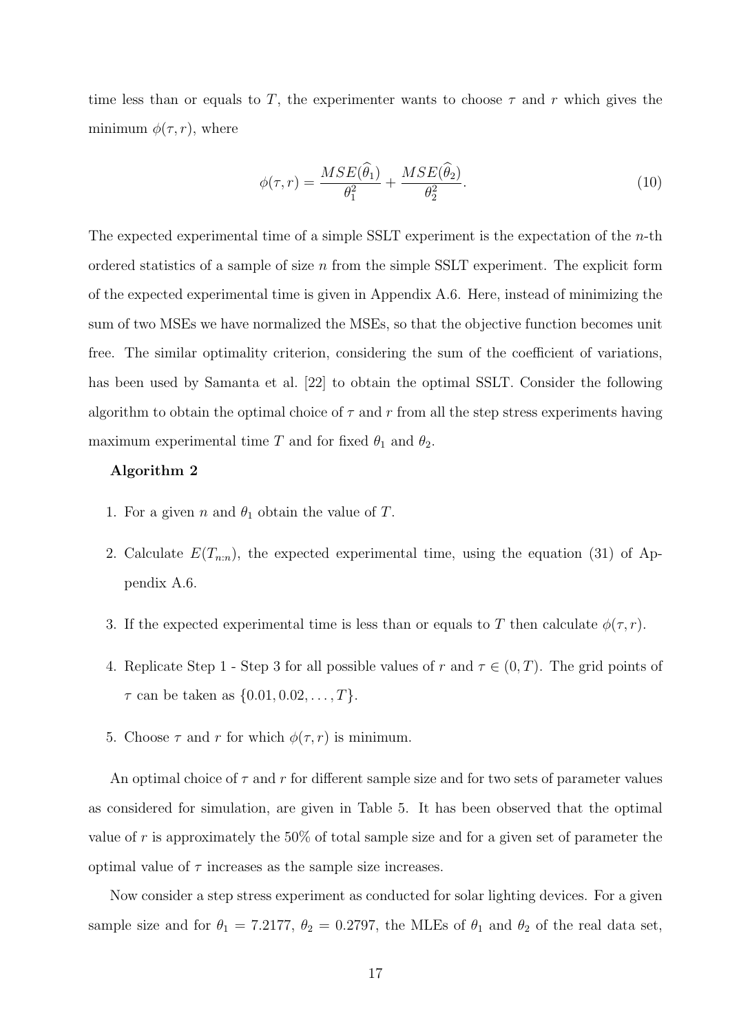time less than or equals to $T$, the experimenter wants to choose $\tau$ and $r$ which gives the minimum $\phi(\tau, r)$, where

$$\phi(\tau, r) = \frac{MSE(\widehat{\theta}_1)}{\theta_1^2} + \frac{MSE(\widehat{\theta}_2)}{\theta_2^2}. \tag{10}$$

The expected experimental time of a simple SSLT experiment is the expectation of the $n$-th ordered statistics of a sample of size $n$ from the simple SSLT experiment. The explicit form of the expected experimental time is given in Appendix A.6. Here, instead of minimizing the sum of two MSEs we have normalized the MSEs, so that the objective function becomes unit free. The similar optimality criterion, considering the sum of the coefficient of variations, has been used by Samanta et al. [22] to obtain the optimal SSLT. Consider the following algorithm to obtain the optimal choice of $\tau$ and $r$ from all the step stress experiments having maximum experimental time $T$ and for fixed $\theta_1$ and $\theta_2$.

**Algorithm 2**

1. For a given $n$ and $\theta_1$ obtain the value of $T$.
2. Calculate $E(T_{n:n})$, the expected experimental time, using the equation (31) of Appendix A.6.
3. If the expected experimental time is less than or equals to $T$ then calculate $\phi(\tau, r)$.
4. Replicate Step 1 - Step 3 for all possible values of $r$ and $\tau \in (0, T)$. The grid points of $\tau$ can be taken as $\{0.01, 0.02, \ldots, T\}$.
5. Choose $\tau$ and $r$ for which $\phi(\tau, r)$ is minimum.

An optimal choice of $\tau$ and $r$ for different sample size and for two sets of parameter values as considered for simulation, are given in Table 5. It has been observed that the optimal value of $r$ is approximately the 50% of total sample size and for a given set of parameter the optimal value of $\tau$ increases as the sample size increases.

Now consider a step stress experiment as conducted for solar lighting devices. For a given sample size and for $\theta_1 = 7.2177$, $\theta_2 = 0.2797$, the MLEs of $\theta_1$ and $\theta_2$ of the real data set,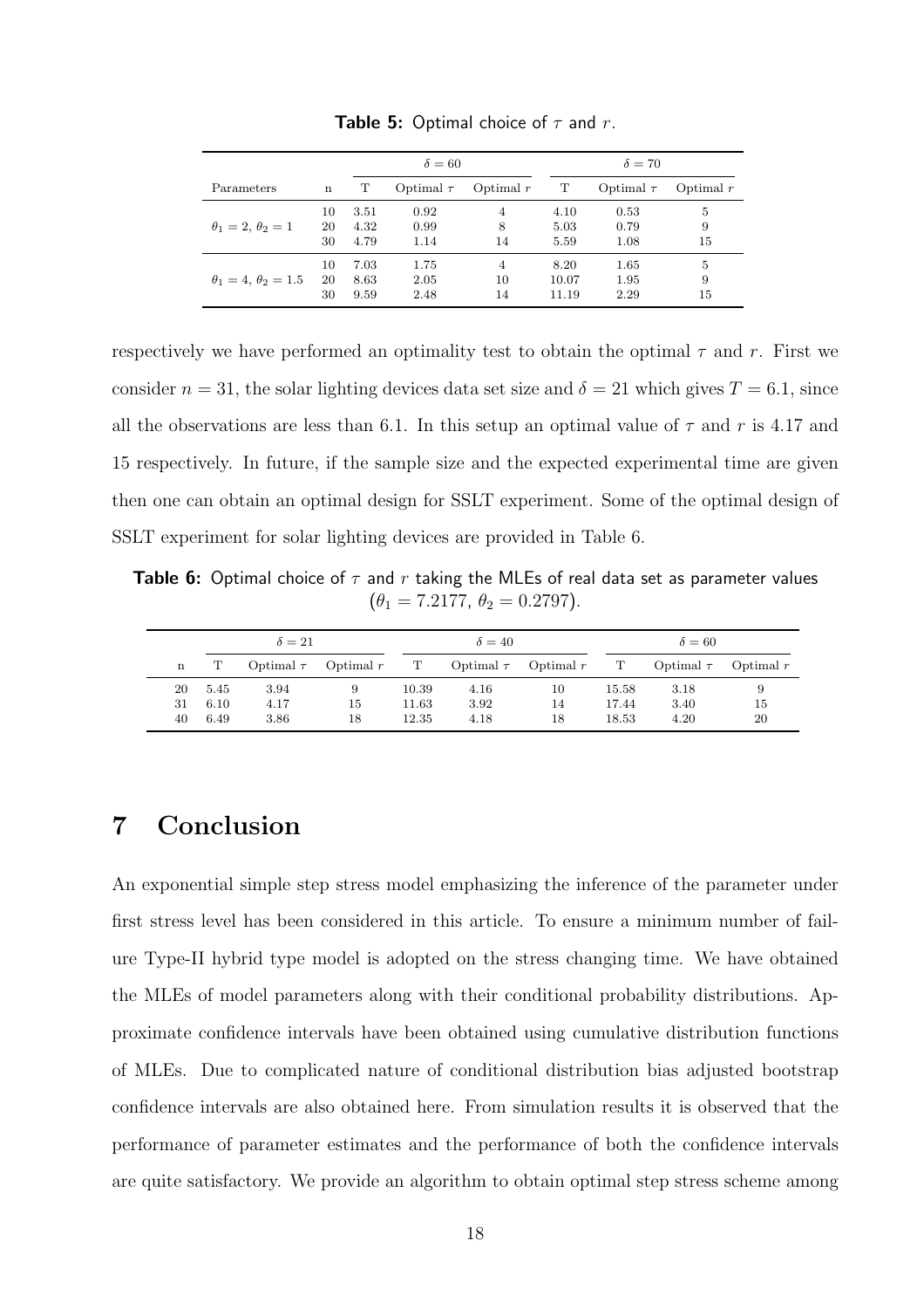**Table 5:** Optimal choice of $\tau$ and $r$.

| | | $\delta = 60$ | | | $\delta = 70$ | | |
|---|---|---|---|---|---|---|---|
| Parameters | n | T | Optimal $\tau$ | Optimal $r$ | T | Optimal $\tau$ | Optimal $r$ |
| $\theta_1 = 2,\ \theta_2 = 1$ | 10 | 3.51 | 0.92 | 4 | 4.10 | 0.53 | 5 |
| | 20 | 4.32 | 0.99 | 8 | 5.03 | 0.79 | 9 |
| | 30 | 4.79 | 1.14 | 14 | 5.59 | 1.08 | 15 |
| $\theta_1 = 4,\ \theta_2 = 1.5$ | 10 | 7.03 | 1.75 | 4 | 8.20 | 1.65 | 5 |
| | 20 | 8.63 | 2.05 | 10 | 10.07 | 1.95 | 9 |
| | 30 | 9.59 | 2.48 | 14 | 11.19 | 2.29 | 15 |

respectively we have performed an optimality test to obtain the optimal $\tau$ and $r$. First we consider $n = 31$, the solar lighting devices data set size and $\delta = 21$ which gives $T = 6.1$, since all the observations are less than 6.1. In this setup an optimal value of $\tau$ and $r$ is 4.17 and 15 respectively. In future, if the sample size and the expected experimental time are given then one can obtain an optimal design for SSLT experiment. Some of the optimal design of SSLT experiment for solar lighting devices are provided in Table 6.

**Table 6:** Optimal choice of $\tau$ and $r$ taking the MLEs of real data set as parameter values ($\theta_1 = 7.2177,\ \theta_2 = 0.2797$).

| | $\delta = 21$ | | | $\delta = 40$ | | | $\delta = 60$ | | |
|---|---|---|---|---|---|---|---|---|---|
| n | T | Optimal $\tau$ | Optimal $r$ | T | Optimal $\tau$ | Optimal $r$ | T | Optimal $\tau$ | Optimal $r$ |
| 20 | 5.45 | 3.94 | 9 | 10.39 | 4.16 | 10 | 15.58 | 3.18 | 9 |
| 31 | 6.10 | 4.17 | 15 | 11.63 | 3.92 | 14 | 17.44 | 3.40 | 15 |
| 40 | 6.49 | 3.86 | 18 | 12.35 | 4.18 | 18 | 18.53 | 4.20 | 20 |

# 7 Conclusion

An exponential simple step stress model emphasizing the inference of the parameter under first stress level has been considered in this article. To ensure a minimum number of failure Type-II hybrid type model is adopted on the stress changing time. We have obtained the MLEs of model parameters along with their conditional probability distributions. Approximate confidence intervals have been obtained using cumulative distribution functions of MLEs. Due to complicated nature of conditional distribution bias adjusted bootstrap confidence intervals are also obtained here. From simulation results it is observed that the performance of parameter estimates and the performance of both the confidence intervals are quite satisfactory. We provide an algorithm to obtain optimal step stress scheme among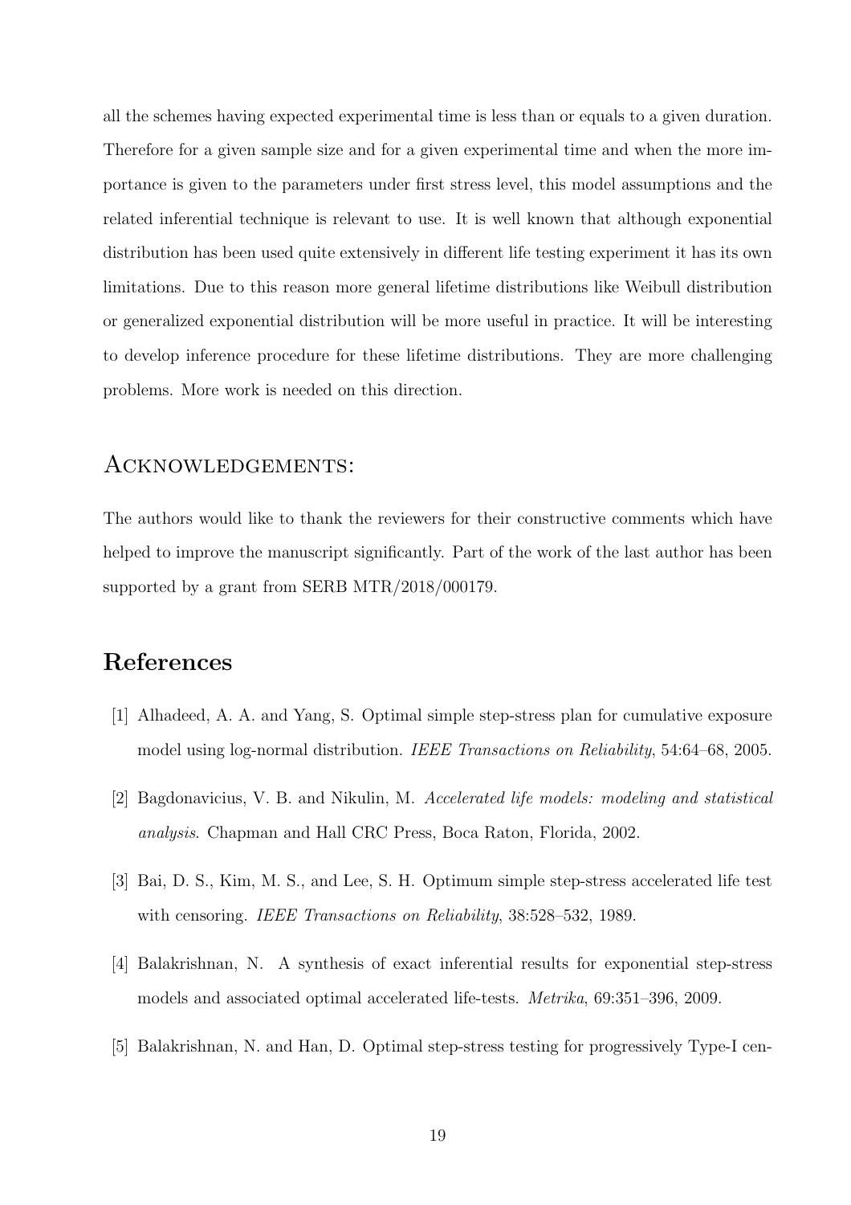all the schemes having expected experimental time is less than or equals to a given duration. Therefore for a given sample size and for a given experimental time and when the more importance is given to the parameters under first stress level, this model assumptions and the related inferential technique is relevant to use. It is well known that although exponential distribution has been used quite extensively in different life testing experiment it has its own limitations. Due to this reason more general lifetime distributions like Weibull distribution or generalized exponential distribution will be more useful in practice. It will be interesting to develop inference procedure for these lifetime distributions. They are more challenging problems. More work is needed on this direction.

## Acknowledgements:

The authors would like to thank the reviewers for their constructive comments which have helped to improve the manuscript significantly. Part of the work of the last author has been supported by a grant from SERB MTR/2018/000179.

# References

[1] Alhadeed, A. A. and Yang, S. Optimal simple step-stress plan for cumulative exposure model using log-normal distribution. *IEEE Transactions on Reliability*, 54:64–68, 2005.

[2] Bagdonavicius, V. B. and Nikulin, M. *Accelerated life models: modeling and statistical analysis*. Chapman and Hall CRC Press, Boca Raton, Florida, 2002.

[3] Bai, D. S., Kim, M. S., and Lee, S. H. Optimum simple step-stress accelerated life test with censoring. *IEEE Transactions on Reliability*, 38:528–532, 1989.

[4] Balakrishnan, N. A synthesis of exact inferential results for exponential step-stress models and associated optimal accelerated life-tests. *Metrika*, 69:351–396, 2009.

[5] Balakrishnan, N. and Han, D. Optimal step-stress testing for progressively Type-I cen-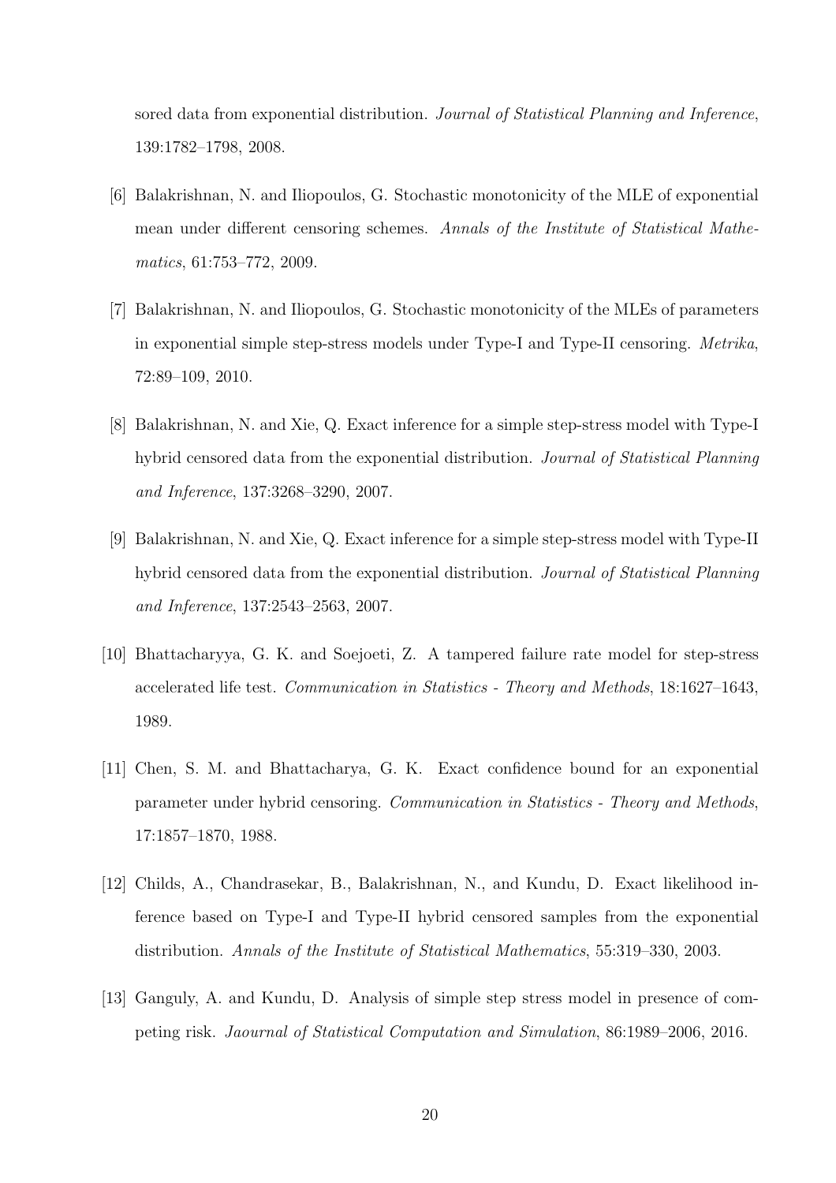sored data from exponential distribution. *Journal of Statistical Planning and Inference*, 139:1782–1798, 2008.

[6] Balakrishnan, N. and Iliopoulos, G. Stochastic monotonicity of the MLE of exponential mean under different censoring schemes. *Annals of the Institute of Statistical Mathematics*, 61:753–772, 2009.

[7] Balakrishnan, N. and Iliopoulos, G. Stochastic monotonicity of the MLEs of parameters in exponential simple step-stress models under Type-I and Type-II censoring. *Metrika*, 72:89–109, 2010.

[8] Balakrishnan, N. and Xie, Q. Exact inference for a simple step-stress model with Type-I hybrid censored data from the exponential distribution. *Journal of Statistical Planning and Inference*, 137:3268–3290, 2007.

[9] Balakrishnan, N. and Xie, Q. Exact inference for a simple step-stress model with Type-II hybrid censored data from the exponential distribution. *Journal of Statistical Planning and Inference*, 137:2543–2563, 2007.

[10] Bhattacharyya, G. K. and Soejoeti, Z. A tampered failure rate model for step-stress accelerated life test. *Communication in Statistics - Theory and Methods*, 18:1627–1643, 1989.

[11] Chen, S. M. and Bhattacharya, G. K. Exact confidence bound for an exponential parameter under hybrid censoring. *Communication in Statistics - Theory and Methods*, 17:1857–1870, 1988.

[12] Childs, A., Chandrasekar, B., Balakrishnan, N., and Kundu, D. Exact likelihood inference based on Type-I and Type-II hybrid censored samples from the exponential distribution. *Annals of the Institute of Statistical Mathematics*, 55:319–330, 2003.

[13] Ganguly, A. and Kundu, D. Analysis of simple step stress model in presence of competing risk. *Jaournal of Statistical Computation and Simulation*, 86:1989–2006, 2016.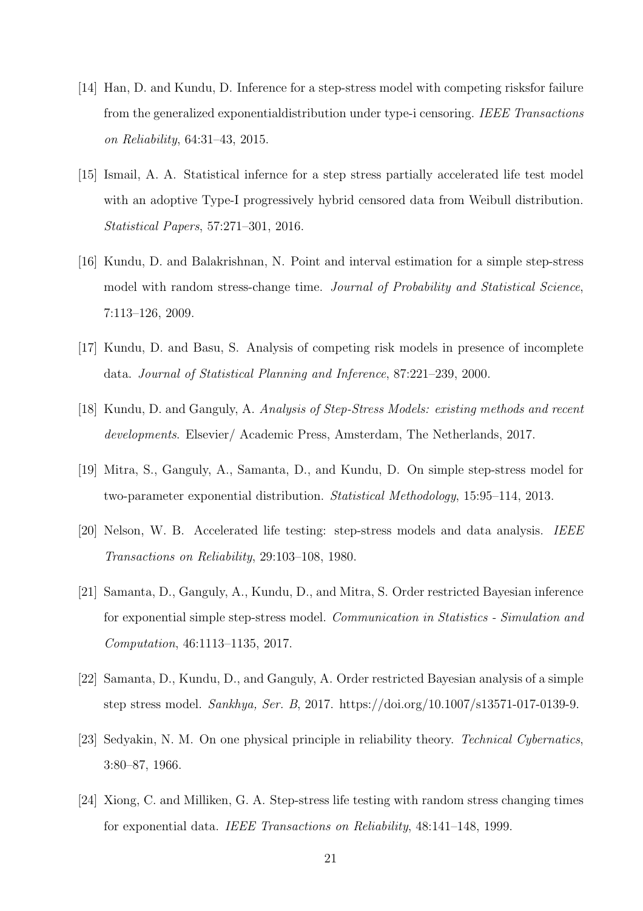[14] Han, D. and Kundu, D. Inference for a step-stress model with competing risksfor failure from the generalized exponentialdistribution under type-i censoring. *IEEE Transactions on Reliability*, 64:31–43, 2015.

[15] Ismail, A. A. Statistical infernce for a step stress partially accelerated life test model with an adoptive Type-I progressively hybrid censored data from Weibull distribution. *Statistical Papers*, 57:271–301, 2016.

[16] Kundu, D. and Balakrishnan, N. Point and interval estimation for a simple step-stress model with random stress-change time. *Journal of Probability and Statistical Science*, 7:113–126, 2009.

[17] Kundu, D. and Basu, S. Analysis of competing risk models in presence of incomplete data. *Journal of Statistical Planning and Inference*, 87:221–239, 2000.

[18] Kundu, D. and Ganguly, A. *Analysis of Step-Stress Models: existing methods and recent developments*. Elsevier/ Academic Press, Amsterdam, The Netherlands, 2017.

[19] Mitra, S., Ganguly, A., Samanta, D., and Kundu, D. On simple step-stress model for two-parameter exponential distribution. *Statistical Methodology*, 15:95–114, 2013.

[20] Nelson, W. B. Accelerated life testing: step-stress models and data analysis. *IEEE Transactions on Reliability*, 29:103–108, 1980.

[21] Samanta, D., Ganguly, A., Kundu, D., and Mitra, S. Order restricted Bayesian inference for exponential simple step-stress model. *Communication in Statistics - Simulation and Computation*, 46:1113–1135, 2017.

[22] Samanta, D., Kundu, D., and Ganguly, A. Order restricted Bayesian analysis of a simple step stress model. *Sankhya, Ser. B*, 2017. https://doi.org/10.1007/s13571-017-0139-9.

[23] Sedyakin, N. M. On one physical principle in reliability theory. *Technical Cybernatics*, 3:80–87, 1966.

[24] Xiong, C. and Milliken, G. A. Step-stress life testing with random stress changing times for exponential data. *IEEE Transactions on Reliability*, 48:141–148, 1999.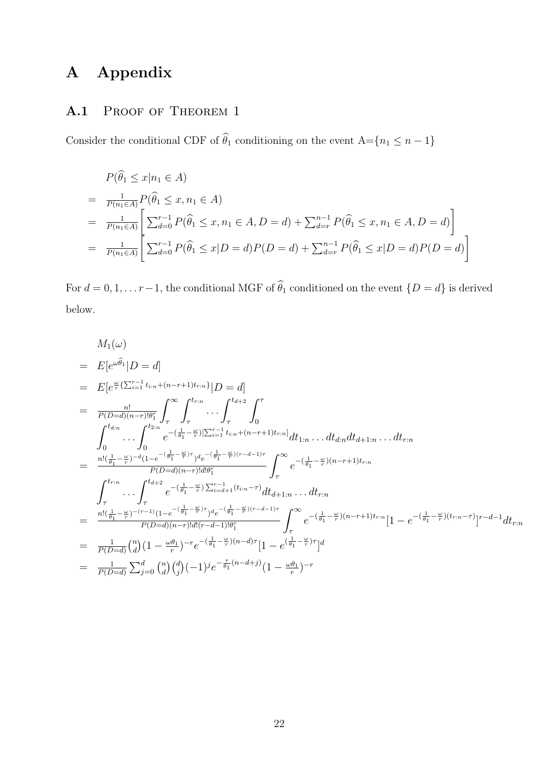# A Appendix

## A.1 Proof of Theorem 1

Consider the conditional CDF of $\widehat{\theta}_1$ conditioning on the event A=$\{n_1 \leq n-1\}$

$$
\begin{aligned}
& P(\widehat{\theta}_1 \leq x | n_1 \in A) \\
= \;& \tfrac{1}{P(n_1 \in A)} P(\widehat{\theta}_1 \leq x, n_1 \in A) \\
= \;& \tfrac{1}{P(n_1 \in A)} \Bigg[ \sum_{d=0}^{r-1} P(\widehat{\theta}_1 \leq x, n_1 \in A, D=d) + \sum_{d=r}^{n-1} P(\widehat{\theta}_1 \leq x, n_1 \in A, D=d) \Bigg] \\
= \;& \tfrac{1}{P(n_1 \in A)} \Bigg[ \sum_{d=0}^{r-1} P(\widehat{\theta}_1 \leq x | D=d) P(D=d) + \sum_{d=r}^{n-1} P(\widehat{\theta}_1 \leq x | D=d) P(D=d) \Bigg]
\end{aligned}
$$

For $d = 0, 1, \ldots r-1$, the conditional MGF of $\widehat{\theta}_1$ conditioned on the event $\{D = d\}$ is derived below.

$$
\begin{aligned}
& M_1(\omega) \\
= \;& E[e^{\omega \widehat{\theta}_1} | D=d] \\
= \;& E[e^{\frac{\omega}{r}\{\sum_{i=1}^{r-1} t_{i:n} + (n-r+1) t_{r:n}\}} | D=d] \\
= \;& \tfrac{n!}{P(D=d)(n-r)!\theta_1^r} \int_{\tau}^{\infty} \int_{\tau}^{t_{r:n}} \cdots \int_{\tau}^{t_{d+2}} \int_{0}^{\tau} \\
& \int_{0}^{t_{d:n}} \cdots \int_{0}^{t_{2:n}} e^{-(\frac{1}{\theta_1} - \frac{\omega}{r})[\sum_{i=1}^{r-1} t_{i:n} + (n-r+1) t_{r:n}]} dt_{1:n} \ldots dt_{d:n} dt_{d+1:n} \ldots dt_{r:n} \\
= \;& \tfrac{n! (\frac{1}{\theta_1} - \frac{\omega}{r})^{-d} (1 - e^{-(\frac{1}{\theta_1} - \frac{\omega}{r})\tau})^d e^{-(\frac{1}{\theta_1} - \frac{\omega}{r})(r-d-1)\tau}}{P(D=d)(n-r)! d! \theta_1^r} \int_{\tau}^{\infty} e^{-(\frac{1}{\theta_1} - \frac{\omega}{r})(n-r+1) t_{r:n}} \\
& \int_{\tau}^{t_{r:n}} \cdots \int_{\tau}^{t_{d+2}} e^{-(\frac{1}{\theta_1} - \frac{\omega}{r}) \sum_{i=d+1}^{r-1} (t_{i:n} - \tau)} dt_{d+1:n} \ldots dt_{r:n} \\
= \;& \tfrac{n! (\frac{1}{\theta_1} - \frac{\omega}{r})^{-(r-1)} (1 - e^{-(\frac{1}{\theta_1} - \frac{\omega}{r})\tau})^d e^{-(\frac{1}{\theta_1} - \frac{\omega}{r})(r-d-1)\tau}}{P(D=d)(n-r)! d! (r-d-1)! \theta_1^r} \int_{\tau}^{\infty} e^{-(\frac{1}{\theta_1} - \frac{\omega}{r})(n-r+1) t_{r:n}} [1 - e^{-(\frac{1}{\theta_1} - \frac{\omega}{r})(t_{r:n} - \tau)}]^{r-d-1} dt_{r:n} \\
= \;& \tfrac{1}{P(D=d)} \binom{n}{d} (1 - \tfrac{\omega \theta_1}{r})^{-r} e^{-(\frac{1}{\theta_1} - \frac{\omega}{r})(n-d)\tau} [1 - e^{(\frac{1}{\theta_1} - \frac{\omega}{r})\tau}]^d \\
= \;& \tfrac{1}{P(D=d)} \sum_{j=0}^{d} \binom{n}{d} \binom{d}{j} (-1)^j e^{-\frac{\tau}{\theta_1}(n-d+j)} (1 - \tfrac{\omega \theta_1}{r})^{-r}
\end{aligned}
$$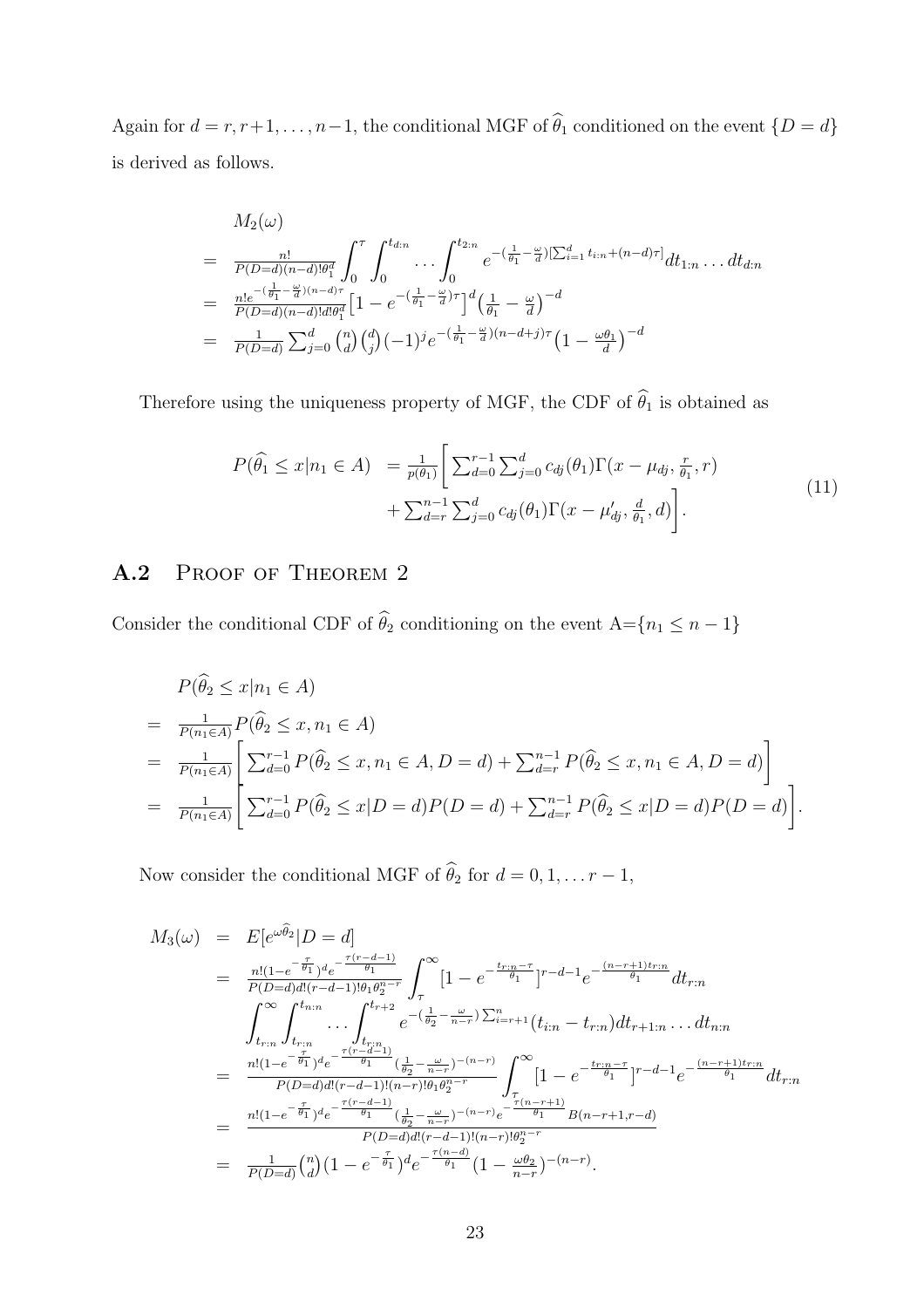Again for $d = r, r+1, \ldots, n-1$, the conditional MGF of $\widehat{\theta}_1$ conditioned on the event $\{D = d\}$ is derived as follows.

$$
\begin{aligned}
& M_2(\omega) \\
= \; & \frac{n!}{P(D=d)(n-d)!\theta_1^d} \int_0^{\tau} \int_0^{t_{d:n}} \ldots \int_0^{t_{2:n}} e^{-(\frac{1}{\theta_1} - \frac{\omega}{d})[\sum_{i=1}^d t_{i:n} + (n-d)\tau]} dt_{1:n} \ldots dt_{d:n} \\
= \; & \frac{n! e^{-(\frac{1}{\theta_1} - \frac{\omega}{d})(n-d)\tau}}{P(D=d)(n-d)!d!\theta_1^d} \big[1 - e^{-(\frac{1}{\theta_1} - \frac{\omega}{d})\tau}\big]^d \big(\tfrac{1}{\theta_1} - \tfrac{\omega}{d}\big)^{-d} \\
= \; & \frac{1}{P(D=d)} \sum_{j=0}^d \binom{n}{d}\binom{d}{j}(-1)^j e^{-(\frac{1}{\theta_1} - \frac{\omega}{d})(n-d+j)\tau} \big(1 - \tfrac{\omega\theta_1}{d}\big)^{-d}
\end{aligned}
$$

Therefore using the uniqueness property of MGF, the CDF of $\widehat{\theta}_1$ is obtained as

$$
\begin{aligned}
P(\widehat{\theta}_1 \le x | n_1 \in A) \; = \; & \frac{1}{p(\theta_1)} \Bigg[ \sum_{d=0}^{r-1} \sum_{j=0}^d c_{dj}(\theta_1) \Gamma(x - \mu_{dj}, \tfrac{r}{\theta_1}, r) \\
& + \sum_{d=r}^{n-1} \sum_{j=0}^d c_{dj}(\theta_1) \Gamma(x - \mu'_{dj}, \tfrac{d}{\theta_1}, d) \Bigg].
\end{aligned} \tag{11}
$$

## A.2 Proof of Theorem 2

Consider the conditional CDF of $\widehat{\theta}_2$ conditioning on the event A=$\{n_1 \le n-1\}$

$$
\begin{aligned}
& P(\widehat{\theta}_2 \le x | n_1 \in A) \\
= \; & \frac{1}{P(n_1 \in A)} P(\widehat{\theta}_2 \le x, n_1 \in A) \\
= \; & \frac{1}{P(n_1 \in A)} \Bigg[ \sum_{d=0}^{r-1} P(\widehat{\theta}_2 \le x, n_1 \in A, D = d) + \sum_{d=r}^{n-1} P(\widehat{\theta}_2 \le x, n_1 \in A, D = d) \Bigg] \\
= \; & \frac{1}{P(n_1 \in A)} \Bigg[ \sum_{d=0}^{r-1} P(\widehat{\theta}_2 \le x | D = d) P(D = d) + \sum_{d=r}^{n-1} P(\widehat{\theta}_2 \le x | D = d) P(D = d) \Bigg].
\end{aligned}
$$

Now consider the conditional MGF of $\widehat{\theta}_2$ for $d = 0, 1, \ldots r-1$,

$$
\begin{aligned}
M_3(\omega) \; = \; & E[e^{\omega\widehat{\theta}_2} | D = d] \\
= \; & \frac{n!(1 - e^{-\frac{\tau}{\theta_1}})^d e^{-\frac{\tau(r-d-1)}{\theta_1}}}{P(D=d)d!(r-d-1)!\theta_1\theta_2^{n-r}} \int_{\tau}^{\infty} [1 - e^{-\frac{t_{r:n} - \tau}{\theta_1}}]^{r-d-1} e^{-\frac{(n-r+1)t_{r:n}}{\theta_1}} dt_{r:n} \\
& \int_{t_{r:n}}^{\infty} \int_{t_{r:n}}^{t_{n:n}} \ldots \int_{t_{r:n}}^{t_{r+2}} e^{-(\frac{1}{\theta_2} - \frac{\omega}{n-r}) \sum_{i=r+1}^n} (t_{i:n} - t_{r:n}) dt_{r+1:n} \ldots dt_{n:n} \\
= \; & \frac{n!(1 - e^{-\frac{\tau}{\theta_1}})^d e^{-\frac{\tau(r-d-1)}{\theta_1}} (\frac{1}{\theta_2} - \frac{\omega}{n-r})^{-(n-r)}}{P(D=d)d!(r-d-1)!(n-r)!\theta_1\theta_2^{n-r}} \int_{\tau}^{\infty} [1 - e^{-\frac{t_{r:n} - \tau}{\theta_1}}]^{r-d-1} e^{-\frac{(n-r+1)t_{r:n}}{\theta_1}} dt_{r:n} \\
= \; & \frac{n!(1 - e^{-\frac{\tau}{\theta_1}})^d e^{-\frac{\tau(r-d-1)}{\theta_1}} (\frac{1}{\theta_2} - \frac{\omega}{n-r})^{-(n-r)} e^{-\frac{\tau(n-r+1)}{\theta_1}} B(n-r+1, r-d)}{P(D=d)d!(r-d-1)!(n-r)!\theta_2^{n-r}} \\
= \; & \frac{1}{P(D=d)} \binom{n}{d} (1 - e^{-\frac{\tau}{\theta_1}})^d e^{-\frac{\tau(n-d)}{\theta_1}} (1 - \tfrac{\omega\theta_2}{n-r})^{-(n-r)}.
\end{aligned}
$$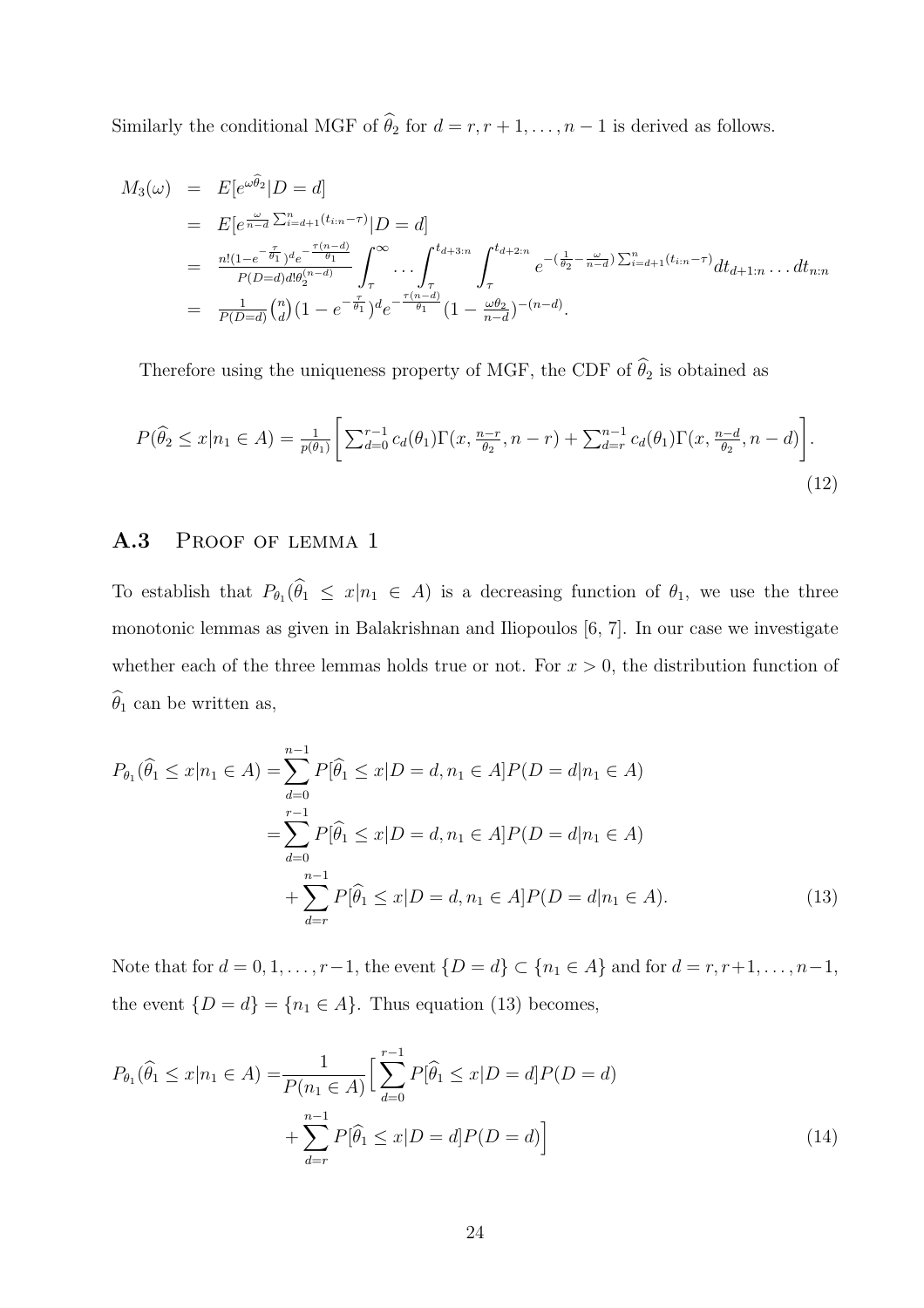Similarly the conditional MGF of $\widehat{\theta}_2$ for $d = r, r+1, \ldots, n-1$ is derived as follows.

$$
\begin{aligned}
M_3(\omega) &= E[e^{\omega \widehat{\theta}_2} | D = d] \\
&= E[e^{\frac{\omega}{n-d}\sum_{i=d+1}^{n}(t_{i:n}-\tau)} | D = d] \\
&= \frac{n!(1-e^{-\frac{\tau}{\theta_1}})^d e^{-\frac{\tau(n-d)}{\theta_1}}}{P(D=d)d!\theta_2^{(n-d)}} \int_{\tau}^{\infty} \ldots \int_{\tau}^{t_{d+3:n}} \int_{\tau}^{t_{d+2:n}} e^{-(\frac{1}{\theta_2}-\frac{\omega}{n-d})\sum_{i=d+1}^{n}(t_{i:n}-\tau)} dt_{d+1:n} \ldots dt_{n:n} \\
&= \frac{1}{P(D=d)} \binom{n}{d} (1-e^{-\frac{\tau}{\theta_1}})^d e^{-\frac{\tau(n-d)}{\theta_1}} (1 - \frac{\omega \theta_2}{n-d})^{-(n-d)}.
\end{aligned}
$$

Therefore using the uniqueness property of MGF, the CDF of $\widehat{\theta}_2$ is obtained as

$$
P(\widehat{\theta}_2 \le x | n_1 \in A) = \frac{1}{p(\theta_1)} \Bigg[ \sum_{d=0}^{r-1} c_d(\theta_1) \Gamma(x, \tfrac{n-r}{\theta_2}, n-r) + \sum_{d=r}^{n-1} c_d(\theta_1) \Gamma(x, \tfrac{n-d}{\theta_2}, n-d) \Bigg]. \tag{12}
$$

## A.3 Proof of lemma 1

To establish that $P_{\theta_1}(\widehat{\theta}_1 \le x | n_1 \in A)$ is a decreasing function of $\theta_1$, we use the three monotonic lemmas as given in Balakrishnan and Iliopoulos [6, 7]. In our case we investigate whether each of the three lemmas holds true or not. For $x > 0$, the distribution function of $\widehat{\theta}_1$ can be written as,

$$
\begin{aligned}
P_{\theta_1}(\widehat{\theta}_1 \le x | n_1 \in A) &= \sum_{d=0}^{n-1} P[\widehat{\theta}_1 \le x | D = d, n_1 \in A] P(D = d | n_1 \in A) \\
&= \sum_{d=0}^{r-1} P[\widehat{\theta}_1 \le x | D = d, n_1 \in A] P(D = d | n_1 \in A) \\
&\quad + \sum_{d=r}^{n-1} P[\widehat{\theta}_1 \le x | D = d, n_1 \in A] P(D = d | n_1 \in A).
\end{aligned} \tag{13}
$$

Note that for $d = 0, 1, \ldots, r-1$, the event $\{D = d\} \subset \{n_1 \in A\}$ and for $d = r, r+1, \ldots, n-1$, the event $\{D = d\} = \{n_1 \in A\}$. Thus equation (13) becomes,

$$
\begin{aligned}
P_{\theta_1}(\widehat{\theta}_1 \le x | n_1 \in A) &= \frac{1}{P(n_1 \in A)} \Big[ \sum_{d=0}^{r-1} P[\widehat{\theta}_1 \le x | D = d] P(D = d) \\
&\quad + \sum_{d=r}^{n-1} P[\widehat{\theta}_1 \le x | D = d] P(D = d) \Big]
\end{aligned} \tag{14}
$$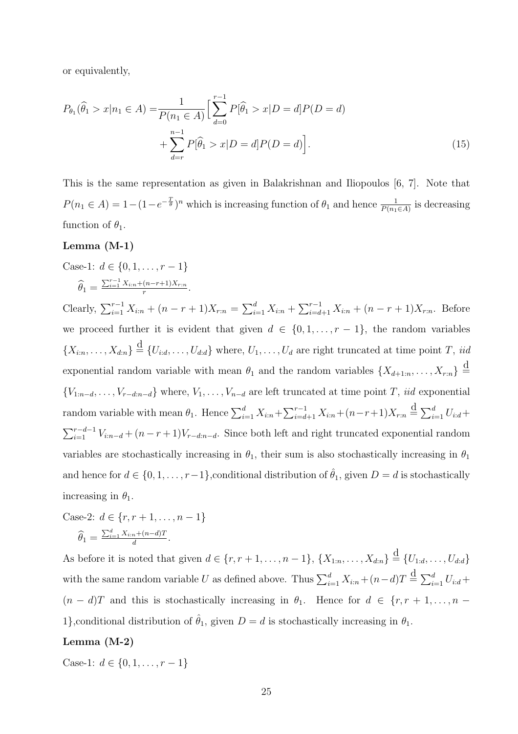or equivalently,

$$
\begin{aligned}
P_{\theta_1}(\widehat{\theta}_1 > x | n_1 \in A) = & \frac{1}{P(n_1 \in A)} \Big[ \sum_{d=0}^{r-1} P[\widehat{\theta}_1 > x | D = d] P(D = d) \\
& + \sum_{d=r}^{n-1} P[\widehat{\theta}_1 > x | D = d] P(D = d) \Big].
\end{aligned} \tag{15}
$$

This is the same representation as given in Balakrishnan and Iliopoulos [6, 7]. Note that $P(n_1 \in A) = 1 - (1 - e^{-\frac{T}{\theta}})^n$ which is increasing function of $\theta_1$ and hence $\frac{1}{P(n_1 \in A)}$ is decreasing function of $\theta_1$.

**Lemma (M-1)**

Case-1: $d \in \{0, 1, \ldots, r-1\}$

$\widehat{\theta}_1 = \frac{\sum_{i=1}^{r-1} X_{i:n} + (n-r+1) X_{r:n}}{r}$.

Clearly, $\sum_{i=1}^{r-1} X_{i:n} + (n-r+1)X_{r:n} = \sum_{i=1}^{d} X_{i:n} + \sum_{i=d+1}^{r-1} X_{i:n} + (n-r+1)X_{r:n}$. Before we proceed further it is evident that given $d \in \{0, 1, \ldots, r-1\}$, the random variables $\{X_{i:n}, \ldots, X_{d:n}\} \overset{\text{d}}{=} \{U_{i:d}, \ldots, U_{d:d}\}$ where, $U_1, \ldots, U_d$ are right truncated at time point $T$, *iid* exponential random variable with mean $\theta_1$ and the random variables $\{X_{d+1:n}, \ldots, X_{r:n}\} \overset{\text{d}}{=} \{V_{1:n-d}, \ldots, V_{r-d:n-d}\}$ where, $V_1, \ldots, V_{n-d}$ are left truncated at time point $T$, *iid* exponential random variable with mean $\theta_1$. Hence $\sum_{i=1}^{d} X_{i:n} + \sum_{i=d+1}^{r-1} X_{i:n} + (n-r+1)X_{r:n} \overset{\text{d}}{=} \sum_{i=1}^{d} U_{i:d} + \sum_{i=1}^{r-d-1} V_{i:n-d} + (n-r+1)V_{r-d:n-d}$. Since both left and right truncated exponential random variables are stochastically increasing in $\theta_1$, their sum is also stochastically increasing in $\theta_1$ and hence for $d \in \{0, 1, \ldots, r-1\}$,conditional distribution of $\hat{\theta}_1$, given $D = d$ is stochastically increasing in $\theta_1$.

Case-2: $d \in \{r, r+1, \ldots, n-1\}$

$\widehat{\theta}_1 = \frac{\sum_{i=1}^{d} X_{i:n} + (n-d)T}{d}$.

As before it is noted that given $d \in \{r, r+1, \ldots, n-1\}$, $\{X_{1:n}, \ldots, X_{d:n}\} \overset{\text{d}}{=} \{U_{1:d}, \ldots, U_{d:d}\}$ with the same random variable $U$ as defined above. Thus $\sum_{i=1}^{d} X_{i:n} + (n-d)T \overset{\text{d}}{=} \sum_{i=1}^{d} U_{i:d} + (n-d)T$ and this is stochastically increasing in $\theta_1$. Hence for $d \in \{r, r+1, \ldots, n-1\}$,conditional distribution of $\hat{\theta}_1$, given $D = d$ is stochastically increasing in $\theta_1$.

**Lemma (M-2)**

Case-1: $d \in \{0, 1, \ldots, r-1\}$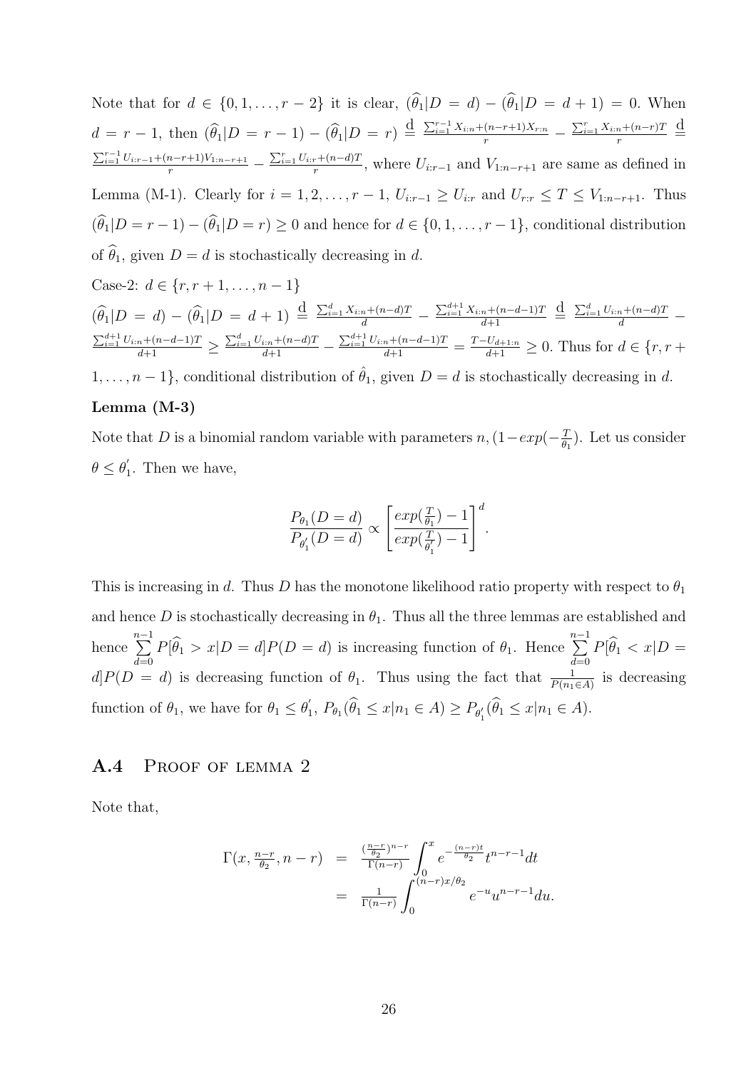Note that for $d \in \{0, 1, \ldots, r-2\}$ it is clear, $(\widehat{\theta}_1 | D = d) - (\widehat{\theta}_1 | D = d+1) = 0$. When $d = r-1$, then $(\widehat{\theta}_1 | D = r-1) - (\widehat{\theta}_1 | D = r) \overset{\text{d}}{=} \frac{\sum_{i=1}^{r-1} X_{i:n} + (n-r+1) X_{r:n}}{r} - \frac{\sum_{i=1}^{r} X_{i:n} + (n-r)T}{r} \overset{\text{d}}{=} \frac{\sum_{i=1}^{r-1} U_{i:r-1} + (n-r+1) V_{1:n-r+1}}{r} - \frac{\sum_{i=1}^{r} U_{i:r} + (n-d)T}{r}$, where $U_{i:r-1}$ and $V_{1:n-r+1}$ are same as defined in Lemma (M-1). Clearly for $i = 1, 2, \ldots, r-1$, $U_{i:r-1} \geq U_{i:r}$ and $U_{r:r} \leq T \leq V_{1:n-r+1}$. Thus $(\widehat{\theta}_1 | D = r-1) - (\widehat{\theta}_1 | D = r) \geq 0$ and hence for $d \in \{0, 1, \ldots, r-1\}$, conditional distribution of $\widehat{\theta}_1$, given $D = d$ is stochastically decreasing in $d$.

Case-2: $d \in \{r, r+1, \ldots, n-1\}$

$(\widehat{\theta}_1 | D = d) - (\widehat{\theta}_1 | D = d+1) \overset{\text{d}}{=} \frac{\sum_{i=1}^{d} X_{i:n} + (n-d)T}{d} - \frac{\sum_{i=1}^{d+1} X_{i:n} + (n-d-1)T}{d+1} \overset{\text{d}}{=} \frac{\sum_{i=1}^{d} U_{i:n} + (n-d)T}{d} - \frac{\sum_{i=1}^{d+1} U_{i:n} + (n-d-1)T}{d+1} \geq \frac{\sum_{i=1}^{d} U_{i:n} + (n-d)T}{d+1} - \frac{\sum_{i=1}^{d+1} U_{i:n} + (n-d-1)T}{d+1} = \frac{T - U_{d+1:n}}{d+1} \geq 0$. Thus for $d \in \{r, r+1, \ldots, n-1\}$, conditional distribution of $\hat{\theta}_1$, given $D = d$ is stochastically decreasing in $d$.

**Lemma (M-3)**

Note that $D$ is a binomial random variable with parameters $n, (1 - exp(-\frac{T}{\theta_1})$. Let us consider $\theta \leq \theta_1^{'}$. Then we have,

$$\frac{P_{\theta_1}(D = d)}{P_{\theta_1^{'}}(D = d)} \propto \left[ \frac{exp(\frac{T}{\theta_1}) - 1}{exp(\frac{T}{\theta_1^{'}}) - 1} \right]^d.$$

This is increasing in $d$. Thus $D$ has the monotone likelihood ratio property with respect to $\theta_1$ and hence $D$ is stochastically decreasing in $\theta_1$. Thus all the three lemmas are established and hence $\sum_{d=0}^{n-1} P[\widehat{\theta}_1 > x | D = d] P(D = d)$ is increasing function of $\theta_1$. Hence $\sum_{d=0}^{n-1} P[\widehat{\theta}_1 < x | D = d] P(D = d)$ is decreasing function of $\theta_1$. Thus using the fact that $\frac{1}{P(n_1 \in A)}$ is decreasing function of $\theta_1$, we have for $\theta_1 \leq \theta_1^{'}$, $P_{\theta_1}(\widehat{\theta}_1 \leq x | n_1 \in A) \geq P_{\theta_1^{'}}(\widehat{\theta}_1 \leq x | n_1 \in A)$.

## A.4 Proof of lemma 2

Note that,

$$\begin{aligned} \Gamma(x, \tfrac{n-r}{\theta_2}, n-r) &= \frac{(\frac{n-r}{\theta_2})^{n-r}}{\Gamma(n-r)} \int_0^x e^{-\frac{(n-r)t}{\theta_2}} t^{n-r-1} dt \\ &= \frac{1}{\Gamma(n-r)} \int_0^{(n-r)x/\theta_2} e^{-u} u^{n-r-1} du. \end{aligned}$$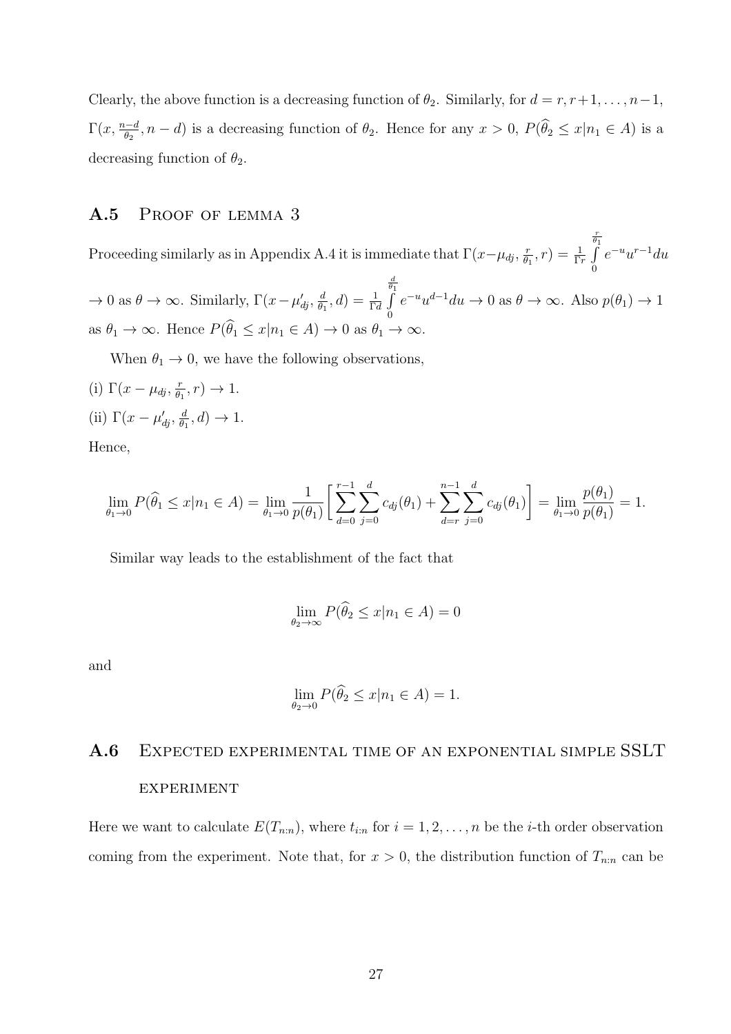Clearly, the above function is a decreasing function of $\theta_2$. Similarly, for $d = r, r+1, \ldots, n-1$, $\Gamma(x, \frac{n-d}{\theta_2}, n-d)$ is a decreasing function of $\theta_2$. Hence for any $x > 0$, $P(\widehat{\theta}_2 \leq x | n_1 \in A)$ is a decreasing function of $\theta_2$.

## A.5 Proof of lemma 3

Proceeding similarly as in Appendix A.4 it is immediate that $\Gamma(x - \mu_{dj}, \frac{r}{\theta_1}, r) = \frac{1}{\Gamma r} \int_0^{\frac{r}{\theta_1}} e^{-u} u^{r-1} du$ $\to 0$ as $\theta \to \infty$. Similarly, $\Gamma(x - \mu'_{dj}, \frac{d}{\theta_1}, d) = \frac{1}{\Gamma d} \int_0^{\frac{d}{\theta_1}} e^{-u} u^{d-1} du \to 0$ as $\theta \to \infty$. Also $p(\theta_1) \to 1$ as $\theta_1 \to \infty$. Hence $P(\widehat{\theta}_1 \leq x | n_1 \in A) \to 0$ as $\theta_1 \to \infty$.

When $\theta_1 \to 0$, we have the following observations,

(i) $\Gamma(x - \mu_{dj}, \frac{r}{\theta_1}, r) \to 1$.

(ii) $\Gamma(x - \mu'_{dj}, \frac{d}{\theta_1}, d) \to 1$.

Hence,

$$\lim_{\theta_1 \to 0} P(\widehat{\theta}_1 \leq x | n_1 \in A) = \lim_{\theta_1 \to 0} \frac{1}{p(\theta_1)} \left[ \sum_{d=0}^{r-1} \sum_{j=0}^{d} c_{dj}(\theta_1) + \sum_{d=r}^{n-1} \sum_{j=0}^{d} c_{dj}(\theta_1) \right] = \lim_{\theta_1 \to 0} \frac{p(\theta_1)}{p(\theta_1)} = 1.$$

Similar way leads to the establishment of the fact that

$$\lim_{\theta_2 \to \infty} P(\widehat{\theta}_2 \leq x | n_1 \in A) = 0$$

and

$$\lim_{\theta_2 \to 0} P(\widehat{\theta}_2 \leq x | n_1 \in A) = 1.$$

## A.6 Expected experimental time of an exponential simple SSLT experiment

Here we want to calculate $E(T_{n:n})$, where $t_{i:n}$ for $i = 1, 2, \ldots, n$ be the $i$-th order observation coming from the experiment. Note that, for $x > 0$, the distribution function of $T_{n:n}$ can be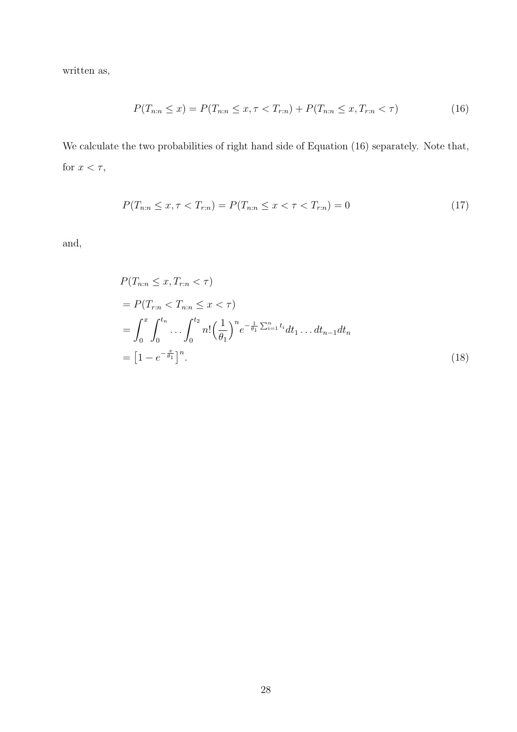written as,

$$P(T_{n:n} \leq x) = P(T_{n:n} \leq x, \tau < T_{r:n}) + P(T_{n:n} \leq x, T_{r:n} < \tau) \tag{16}$$

We calculate the two probabilities of right hand side of Equation (16) separately. Note that, for $x < \tau$,

$$P(T_{n:n} \leq x, \tau < T_{r:n}) = P(T_{n:n} \leq x < \tau < T_{r:n}) = 0 \tag{17}$$

and,

$$\begin{aligned}
& P(T_{n:n} \leq x, T_{r:n} < \tau) \\
&= P(T_{r:n} < T_{n:n} \leq x < \tau) \\
&= \int_0^x \int_0^{t_n} \dots \int_0^{t_2} n! \Big(\frac{1}{\theta_1}\Big)^n e^{-\frac{1}{\theta_1}\sum_{i=1}^n t_i} dt_1 \dots dt_{n-1} dt_n \\
&= \big[1 - e^{-\frac{x}{\theta_1}}\big]^n.
\end{aligned} \tag{18}$$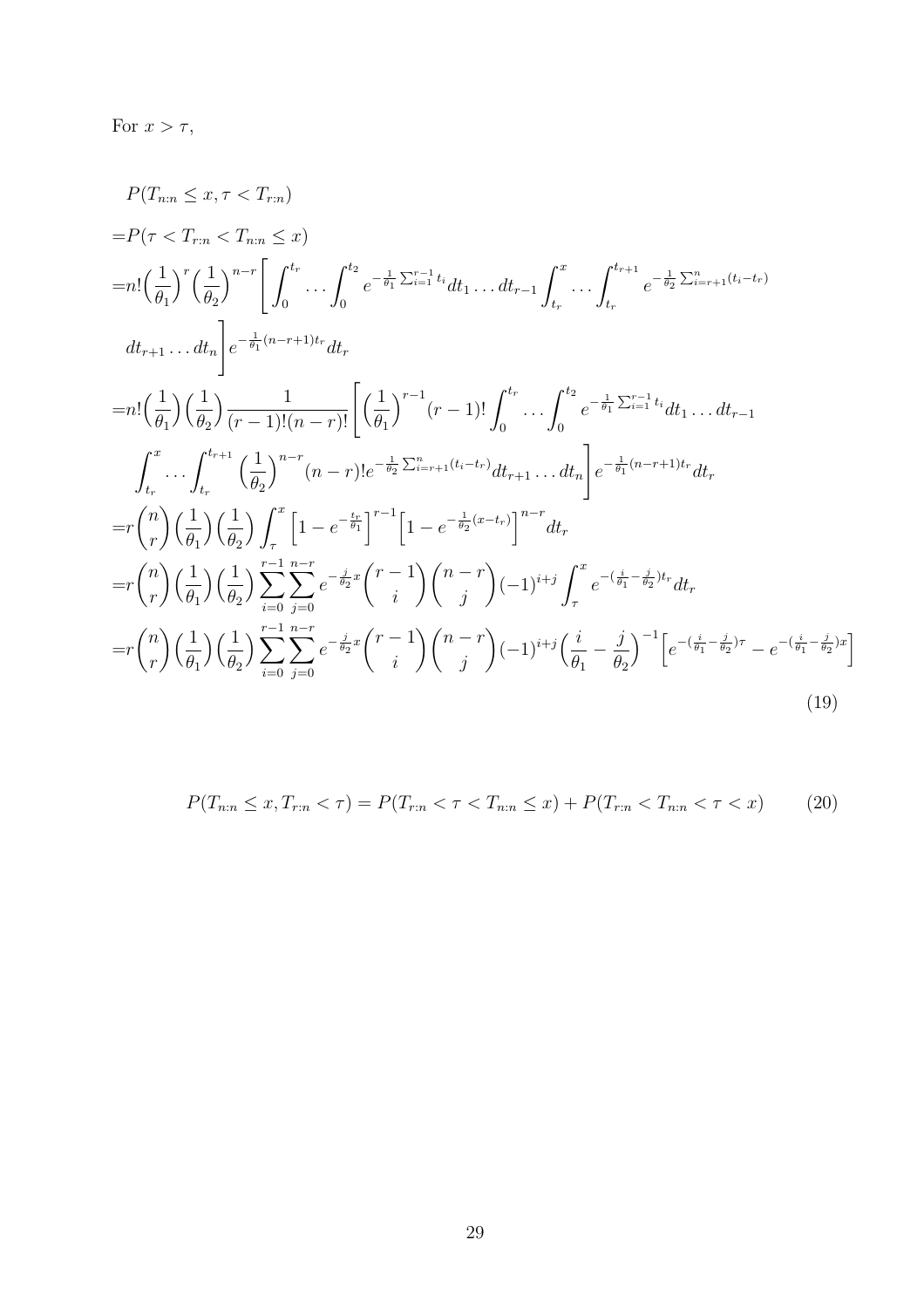For $x > \tau$,

$$
\begin{aligned}
&P(T_{n:n} \leq x, \tau < T_{r:n}) \\
=&P(\tau < T_{r:n} < T_{n:n} \leq x) \\
=&n!\Big(\frac{1}{\theta_1}\Big)^r\Big(\frac{1}{\theta_2}\Big)^{n-r}\Bigg[\int_0^{t_r}\dots\int_0^{t_2} e^{-\frac{1}{\theta_1}\sum_{i=1}^{r-1}t_i}dt_1\dots dt_{r-1}\int_{t_r}^{x}\dots\int_{t_r}^{t_{r+1}} e^{-\frac{1}{\theta_2}\sum_{i=r+1}^{n}(t_i-t_r)} \\
&dt_{r+1}\dots dt_n\Bigg]e^{-\frac{1}{\theta_1}(n-r+1)t_r}dt_r \\
=&n!\Big(\frac{1}{\theta_1}\Big)\Big(\frac{1}{\theta_2}\Big)\frac{1}{(r-1)!(n-r)!}\Bigg[\Big(\frac{1}{\theta_1}\Big)^{r-1}(r-1)!\int_0^{t_r}\dots\int_0^{t_2} e^{-\frac{1}{\theta_1}\sum_{i=1}^{r-1}t_i}dt_1\dots dt_{r-1} \\
&\int_{t_r}^{x}\dots\int_{t_r}^{t_{r+1}}\Big(\frac{1}{\theta_2}\Big)^{n-r}(n-r)!e^{-\frac{1}{\theta_2}\sum_{i=r+1}^{n}(t_i-t_r)}dt_{r+1}\dots dt_n\Bigg]e^{-\frac{1}{\theta_1}(n-r+1)t_r}dt_r \\
=&r\binom{n}{r}\Big(\frac{1}{\theta_1}\Big)\Big(\frac{1}{\theta_2}\Big)\int_\tau^x\Big[1-e^{-\frac{t_r}{\theta_1}}\Big]^{r-1}\Big[1-e^{-\frac{1}{\theta_2}(x-t_r)}\Big]^{n-r}dt_r \\
=&r\binom{n}{r}\Big(\frac{1}{\theta_1}\Big)\Big(\frac{1}{\theta_2}\Big)\sum_{i=0}^{r-1}\sum_{j=0}^{n-r}e^{-\frac{j}{\theta_2}x}\binom{r-1}{i}\binom{n-r}{j}(-1)^{i+j}\int_\tau^x e^{-(\frac{i}{\theta_1}-\frac{j}{\theta_2})t_r}dt_r \\
=&r\binom{n}{r}\Big(\frac{1}{\theta_1}\Big)\Big(\frac{1}{\theta_2}\Big)\sum_{i=0}^{r-1}\sum_{j=0}^{n-r}e^{-\frac{j}{\theta_2}x}\binom{r-1}{i}\binom{n-r}{j}(-1)^{i+j}\Big(\frac{i}{\theta_1}-\frac{j}{\theta_2}\Big)^{-1}\Big[e^{-(\frac{i}{\theta_1}-\frac{j}{\theta_2})\tau}-e^{-(\frac{i}{\theta_1}-\frac{j}{\theta_2})x}\Big]
\end{aligned}
\tag{19}
$$

$$
P(T_{n:n} \leq x, T_{r:n} < \tau) = P(T_{r:n} < \tau < T_{n:n} \leq x) + P(T_{r:n} < T_{n:n} < \tau < x) \tag{20}
$$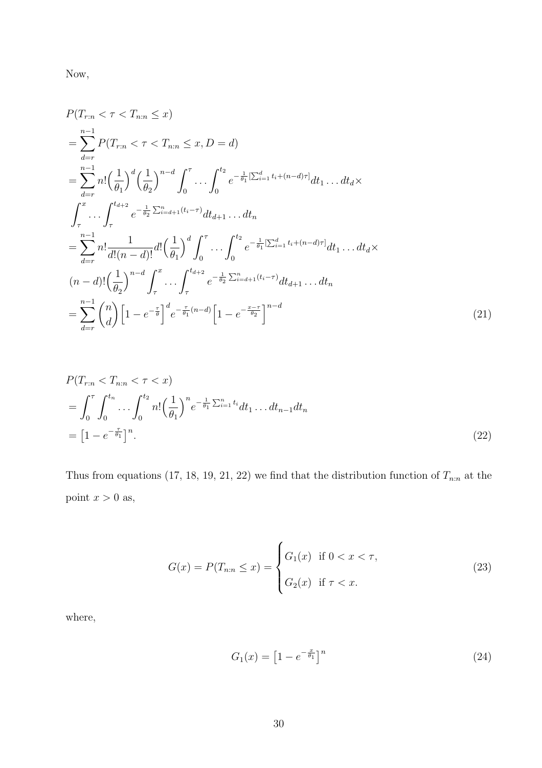Now,

$$
\begin{aligned}
&P(T_{r:n} < \tau < T_{n:n} \leq x) \\
&= \sum_{d=r}^{n-1} P(T_{r:n} < \tau < T_{n:n} \leq x, D = d) \\
&= \sum_{d=r}^{n-1} n!\Big(\frac{1}{\theta_1}\Big)^d \Big(\frac{1}{\theta_2}\Big)^{n-d} \int_0^{\tau} \dots \int_0^{t_2} e^{-\frac{1}{\theta_1}[\sum_{i=1}^{d} t_i + (n-d)\tau]} dt_1 \dots dt_d \times \\
&\int_{\tau}^{x} \dots \int_{\tau}^{t_{d+2}} e^{-\frac{1}{\theta_2}\sum_{i=d+1}^{n}(t_i - \tau)} dt_{d+1} \dots dt_n \\
&= \sum_{d=r}^{n-1} n! \frac{1}{d!(n-d)!} d! \Big(\frac{1}{\theta_1}\Big)^d \int_0^{\tau} \dots \int_0^{t_2} e^{-\frac{1}{\theta_1}[\sum_{i=1}^{d} t_i + (n-d)\tau]} dt_1 \dots dt_d \times \\
&(n-d)! \Big(\frac{1}{\theta_2}\Big)^{n-d} \int_{\tau}^{x} \dots \int_{\tau}^{t_{d+2}} e^{-\frac{1}{\theta_2}\sum_{i=d+1}^{n}(t_i - \tau)} dt_{d+1} \dots dt_n \\
&= \sum_{d=r}^{n-1} \binom{n}{d} \Big[1 - e^{-\frac{\tau}{\theta}}\Big]^d e^{-\frac{\tau}{\theta_1}(n-d)} \Big[1 - e^{-\frac{x-\tau}{\theta_2}}\Big]^{n-d}
\end{aligned} \tag{21}
$$

$$
\begin{aligned}
&P(T_{r:n} < T_{n:n} < \tau < x) \\
&= \int_0^{\tau} \int_0^{t_n} \dots \int_0^{t_2} n! \Big(\frac{1}{\theta_1}\Big)^n e^{-\frac{1}{\theta_1}\sum_{i=1}^{n} t_i} dt_1 \dots dt_{n-1} dt_n \\
&= \big[1 - e^{-\frac{\tau}{\theta_1}}\big]^n.
\end{aligned} \tag{22}
$$

Thus from equations (17, 18, 19, 21, 22) we find that the distribution function of $T_{n:n}$ at the point $x > 0$ as,

$$
G(x) = P(T_{n:n} \leq x) = \begin{cases} G_1(x) & \text{if } 0 < x < \tau, \\ G_2(x) & \text{if } \tau < x. \end{cases} \tag{23}
$$

where,

$$
G_1(x) = \big[1 - e^{-\frac{x}{\theta_1}}\big]^n \tag{24}
$$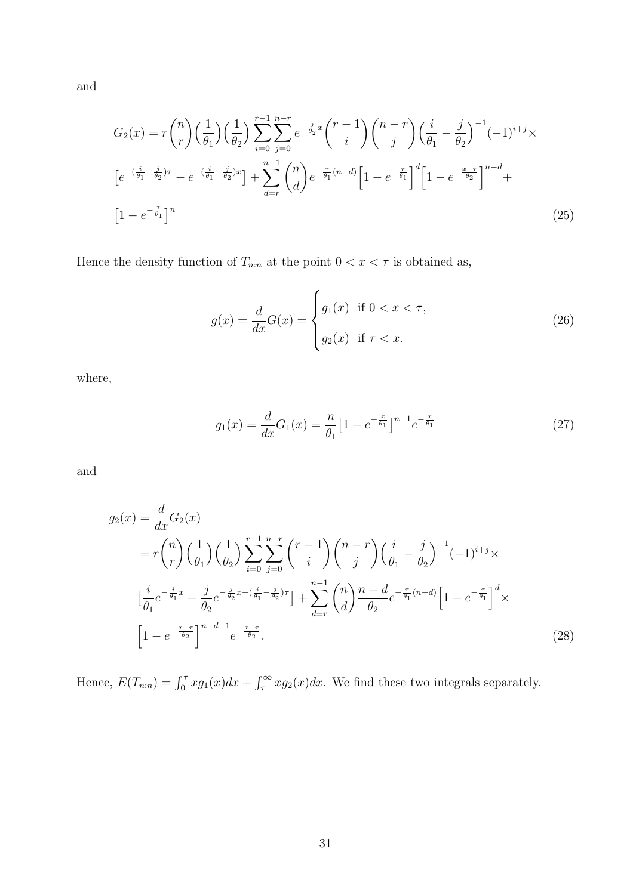and

$$
G_2(x) = r\binom{n}{r}\Big(\frac{1}{\theta_1}\Big)\Big(\frac{1}{\theta_2}\Big)\sum_{i=0}^{r-1}\sum_{j=0}^{n-r} e^{-\frac{j}{\theta_2}x}\binom{r-1}{i}\binom{n-r}{j}\Big(\frac{i}{\theta_1}-\frac{j}{\theta_2}\Big)^{-1}(-1)^{i+j}\times
\big[e^{-(\frac{i}{\theta_1}-\frac{j}{\theta_2})\tau} - e^{-(\frac{i}{\theta_1}-\frac{j}{\theta_2})x}\big] + \sum_{d=r}^{n-1}\binom{n}{d} e^{-\frac{\tau}{\theta_1}(n-d)}\Big[1-e^{-\frac{\tau}{\theta_1}}\Big]^{d}\Big[1-e^{-\frac{x-\tau}{\theta_2}}\Big]^{n-d} +
\big[1-e^{-\frac{\tau}{\theta_1}}\big]^{n} \tag{25}
$$

Hence the density function of $T_{n:n}$ at the point $0<x<\tau$ is obtained as,

$$
g(x) = \frac{d}{dx}G(x) = \begin{cases} g_1(x) & \text{if } 0<x<\tau, \\ g_2(x) & \text{if } \tau < x. \end{cases} \tag{26}
$$

where,

$$
g_1(x) = \frac{d}{dx}G_1(x) = \frac{n}{\theta_1}\big[1-e^{-\frac{x}{\theta_1}}\big]^{n-1}e^{-\frac{x}{\theta_1}} \tag{27}
$$

and

$$
\begin{aligned}
g_2(x) &= \frac{d}{dx}G_2(x) \\
&= r\binom{n}{r}\Big(\frac{1}{\theta_1}\Big)\Big(\frac{1}{\theta_2}\Big)\sum_{i=0}^{r-1}\sum_{j=0}^{n-r}\binom{r-1}{i}\binom{n-r}{j}\Big(\frac{i}{\theta_1}-\frac{j}{\theta_2}\Big)^{-1}(-1)^{i+j}\times \\
&\quad \big[\frac{i}{\theta_1}e^{-\frac{i}{\theta_1}x} - \frac{j}{\theta_2}e^{-\frac{j}{\theta_2}x-(\frac{i}{\theta_1}-\frac{j}{\theta_2})\tau}\big] + \sum_{d=r}^{n-1}\binom{n}{d}\frac{n-d}{\theta_2}e^{-\frac{\tau}{\theta_1}(n-d)}\Big[1-e^{-\frac{\tau}{\theta_1}}\Big]^{d}\times \\
&\quad \Big[1-e^{-\frac{x-\tau}{\theta_2}}\Big]^{n-d-1}e^{-\frac{x-\tau}{\theta_2}}.
\end{aligned} \tag{28}
$$

Hence, $E(T_{n:n}) = \int_0^\tau x g_1(x)dx + \int_\tau^\infty x g_2(x)dx$. We find these two integrals separately.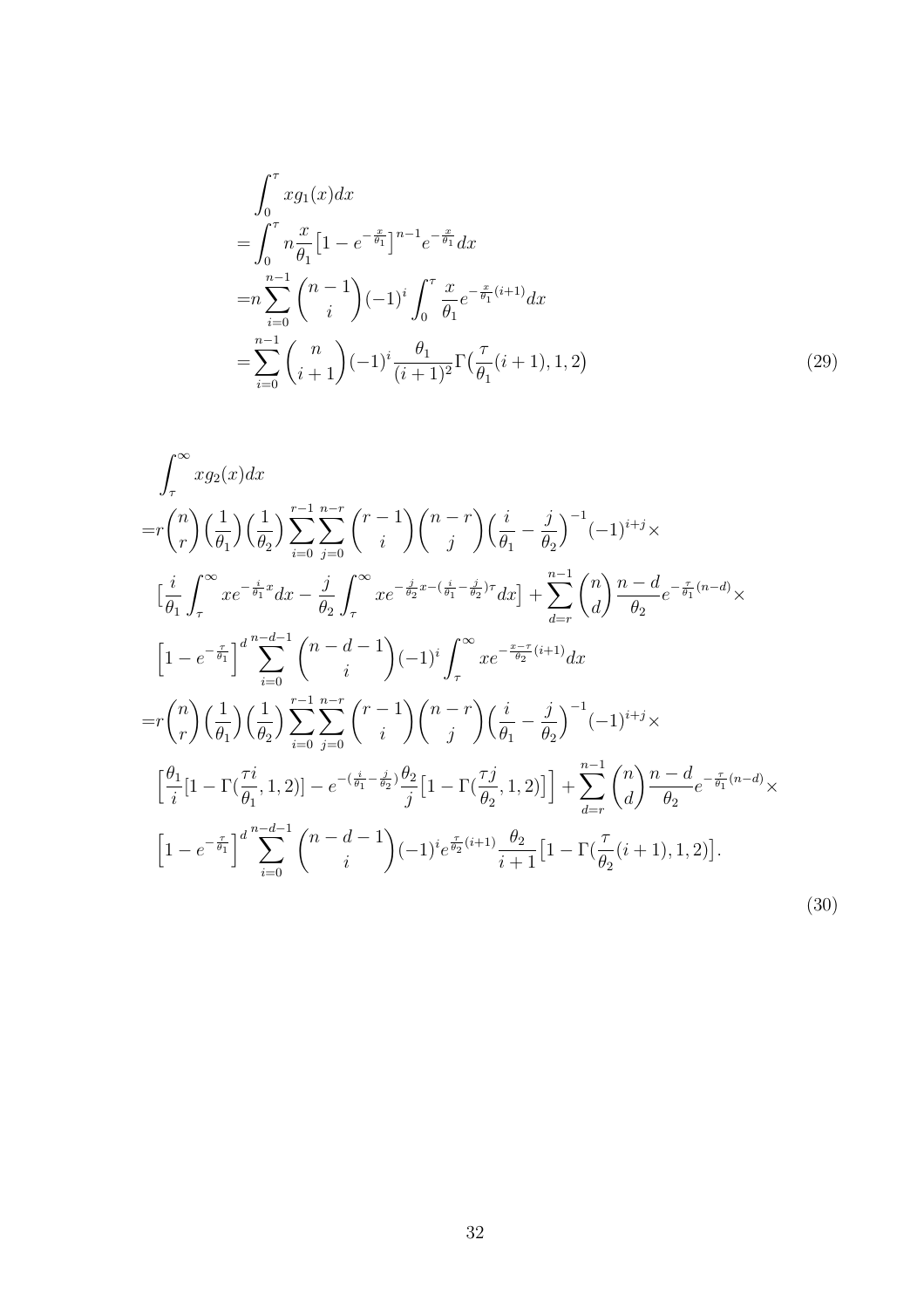$$
\begin{aligned}
&\int_0^\tau x g_1(x) dx \\
=&\int_0^\tau n \frac{x}{\theta_1} \big[1 - e^{-\frac{x}{\theta_1}}\big]^{n-1} e^{-\frac{x}{\theta_1}} dx \\
=&n \sum_{i=0}^{n-1} \binom{n-1}{i} (-1)^i \int_0^\tau \frac{x}{\theta_1} e^{-\frac{x}{\theta_1}(i+1)} dx \\
=&\sum_{i=0}^{n-1} \binom{n}{i+1} (-1)^i \frac{\theta_1}{(i+1)^2} \Gamma\big(\frac{\tau}{\theta_1}(i+1), 1, 2\big)
\end{aligned} \tag{29}
$$

$$
\begin{aligned}
&\int_\tau^\infty x g_2(x) dx \\
=&r\binom{n}{r}\Big(\frac{1}{\theta_1}\Big)\Big(\frac{1}{\theta_2}\Big) \sum_{i=0}^{r-1} \sum_{j=0}^{n-r} \binom{r-1}{i} \binom{n-r}{j} \Big(\frac{i}{\theta_1} - \frac{j}{\theta_2}\Big)^{-1} (-1)^{i+j} \times \\
&\big[\frac{i}{\theta_1} \int_\tau^\infty x e^{-\frac{i}{\theta_1} x} dx - \frac{j}{\theta_2} \int_\tau^\infty x e^{-\frac{j}{\theta_2} x - (\frac{i}{\theta_1} - \frac{j}{\theta_2})\tau} dx\big] + \sum_{d=r}^{n-1} \binom{n}{d} \frac{n-d}{\theta_2} e^{-\frac{\tau}{\theta_1}(n-d)} \times \\
&\Big[1 - e^{-\frac{\tau}{\theta_1}}\Big]^d \sum_{i=0}^{n-d-1} \binom{n-d-1}{i} (-1)^i \int_\tau^\infty x e^{-\frac{x-\tau}{\theta_2}(i+1)} dx \\
=&r\binom{n}{r}\Big(\frac{1}{\theta_1}\Big)\Big(\frac{1}{\theta_2}\Big) \sum_{i=0}^{r-1} \sum_{j=0}^{n-r} \binom{r-1}{i} \binom{n-r}{j} \Big(\frac{i}{\theta_1} - \frac{j}{\theta_2}\Big)^{-1} (-1)^{i+j} \times \\
&\Big[\frac{\theta_1}{i}[1 - \Gamma(\frac{\tau i}{\theta_1}, 1, 2)] - e^{-(\frac{i}{\theta_1} - \frac{j}{\theta_2})} \frac{\theta_2}{j} \big[1 - \Gamma(\frac{\tau j}{\theta_2}, 1, 2)\big]\Big] + \sum_{d=r}^{n-1} \binom{n}{d} \frac{n-d}{\theta_2} e^{-\frac{\tau}{\theta_1}(n-d)} \times \\
&\Big[1 - e^{-\frac{\tau}{\theta_1}}\Big]^d \sum_{i=0}^{n-d-1} \binom{n-d-1}{i} (-1)^i e^{\frac{\tau}{\theta_2}(i+1)} \frac{\theta_2}{i+1} \big[1 - \Gamma(\frac{\tau}{\theta_2}(i+1), 1, 2)\big].
\end{aligned} \tag{30}
$$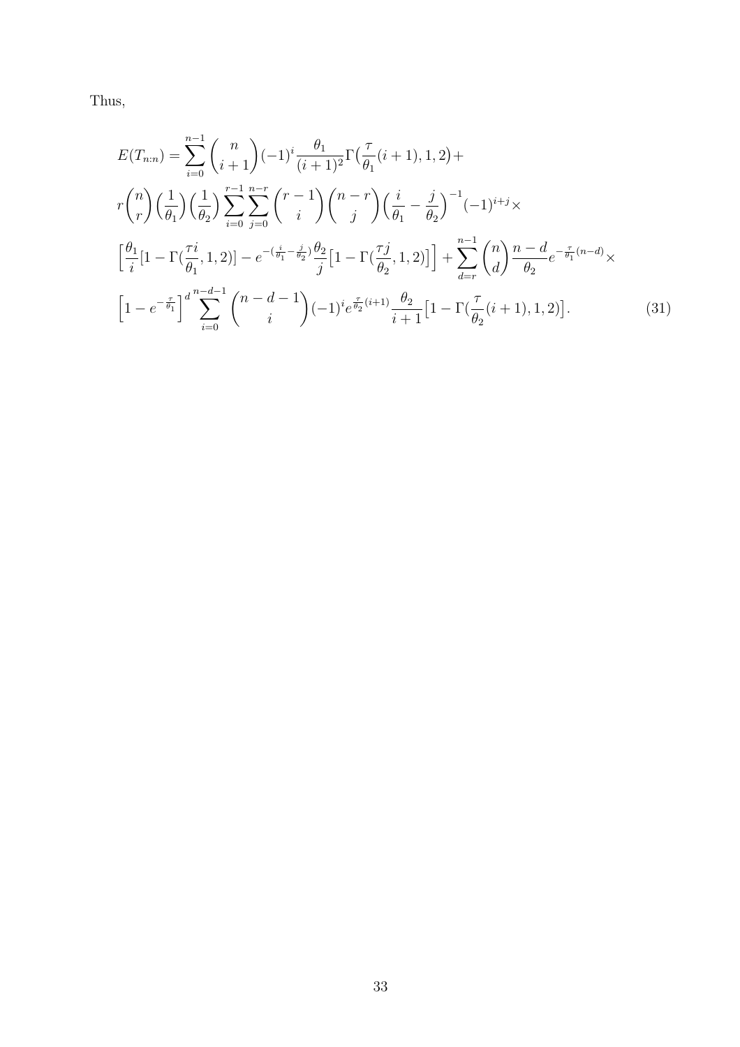Thus,

$$
\begin{aligned}
E(T_{n:n}) &= \sum_{i=0}^{n-1} \binom{n}{i+1} (-1)^i \frac{\theta_1}{(i+1)^2} \Gamma\Big(\frac{\tau}{\theta_1}(i+1), 1, 2\Big) + \\
&r\binom{n}{r}\Big(\frac{1}{\theta_1}\Big)\Big(\frac{1}{\theta_2}\Big) \sum_{i=0}^{r-1} \sum_{j=0}^{n-r} \binom{r-1}{i}\binom{n-r}{j}\Big(\frac{i}{\theta_1} - \frac{j}{\theta_2}\Big)^{-1} (-1)^{i+j} \times \\
&\Big[\frac{\theta_1}{i}[1 - \Gamma(\frac{\tau i}{\theta_1}, 1, 2)] - e^{-(\frac{i}{\theta_1} - \frac{j}{\theta_2})} \frac{\theta_2}{j}\big[1 - \Gamma(\frac{\tau j}{\theta_2}, 1, 2)\big]\Big] + \sum_{d=r}^{n-1} \binom{n}{d} \frac{n-d}{\theta_2} e^{-\frac{\tau}{\theta_1}(n-d)} \times \\
&\Big[1 - e^{-\frac{\tau}{\theta_1}}\Big]^d \sum_{i=0}^{n-d-1} \binom{n-d-1}{i} (-1)^i e^{\frac{\tau}{\theta_2}(i+1)} \frac{\theta_2}{i+1} \big[1 - \Gamma(\frac{\tau}{\theta_2}(i+1), 1, 2)\big].
\end{aligned}
\tag{31}
$$